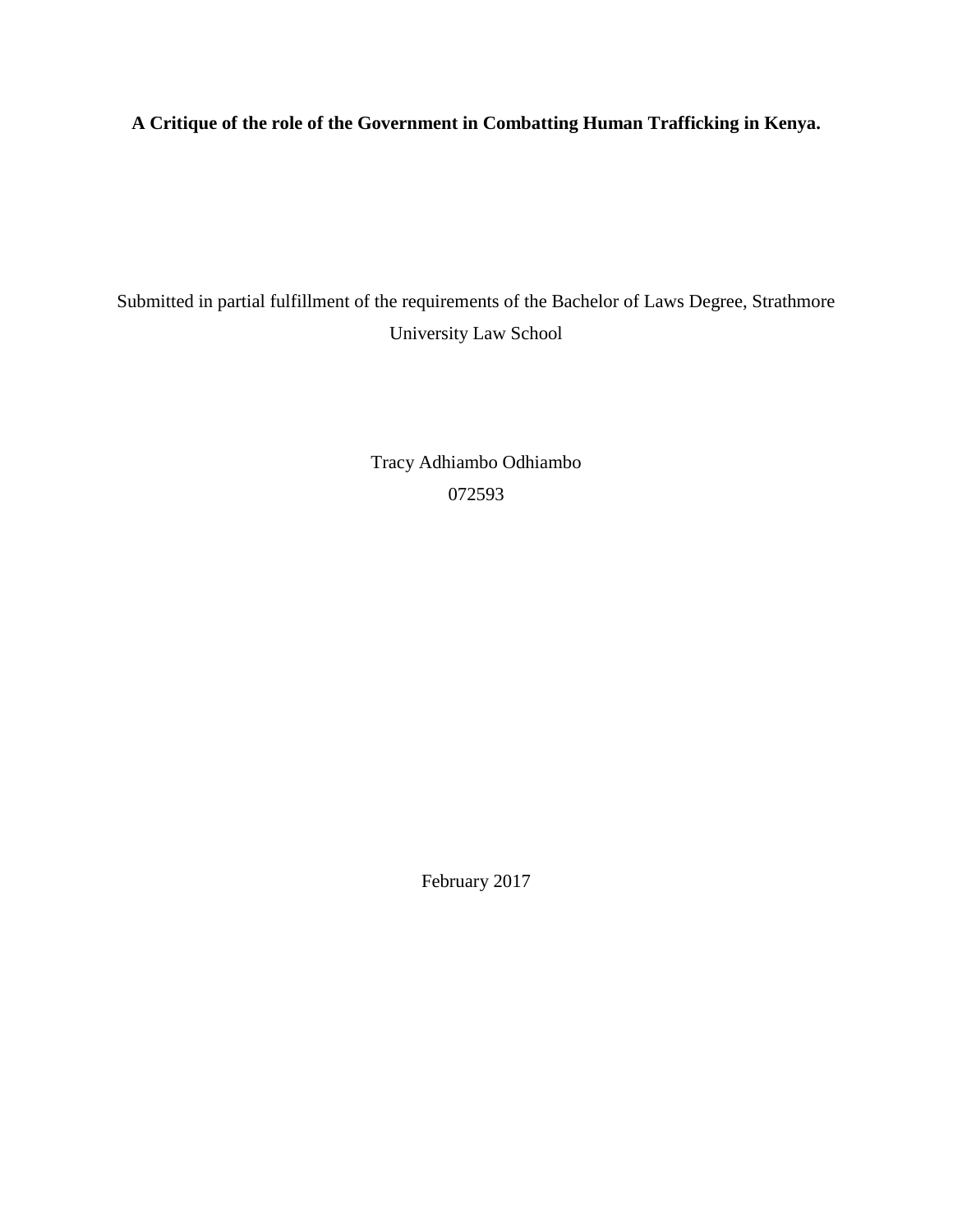**A Critique of the role of the Government in Combatting Human Trafficking in Kenya.**

Submitted in partial fulfillment of the requirements of the Bachelor of Laws Degree, Strathmore University Law School

Tracy Adhiambo Odhiambo

072593

February 2017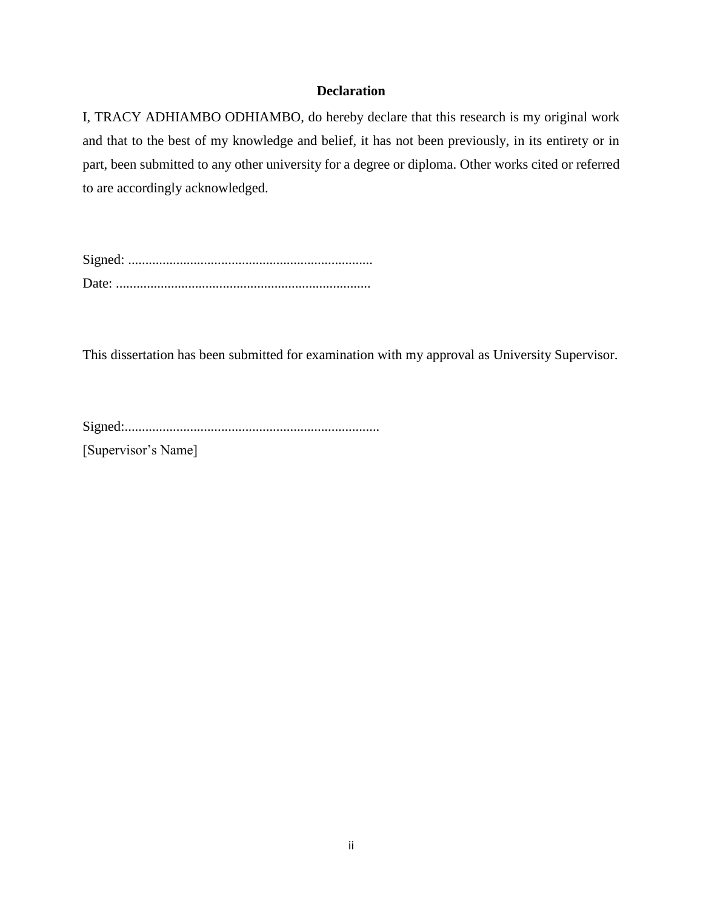## Declaration

I, TRACY ADHIAMBO ODHIAMBO, do hereby declare that this research is my original work and that to the best of my knowledge and belief, it has not been previously, in its entirety or in part, been submitted to any other university for a degree or diploma. Other works cited or referred to are accordingly acknowledged.

Signed: .......................................................................

Date: ..........................................................................

This dissertation has been submitted for examination with my approval as University Supervisor.

Signed:.........................................................................

[Supervisor's Name]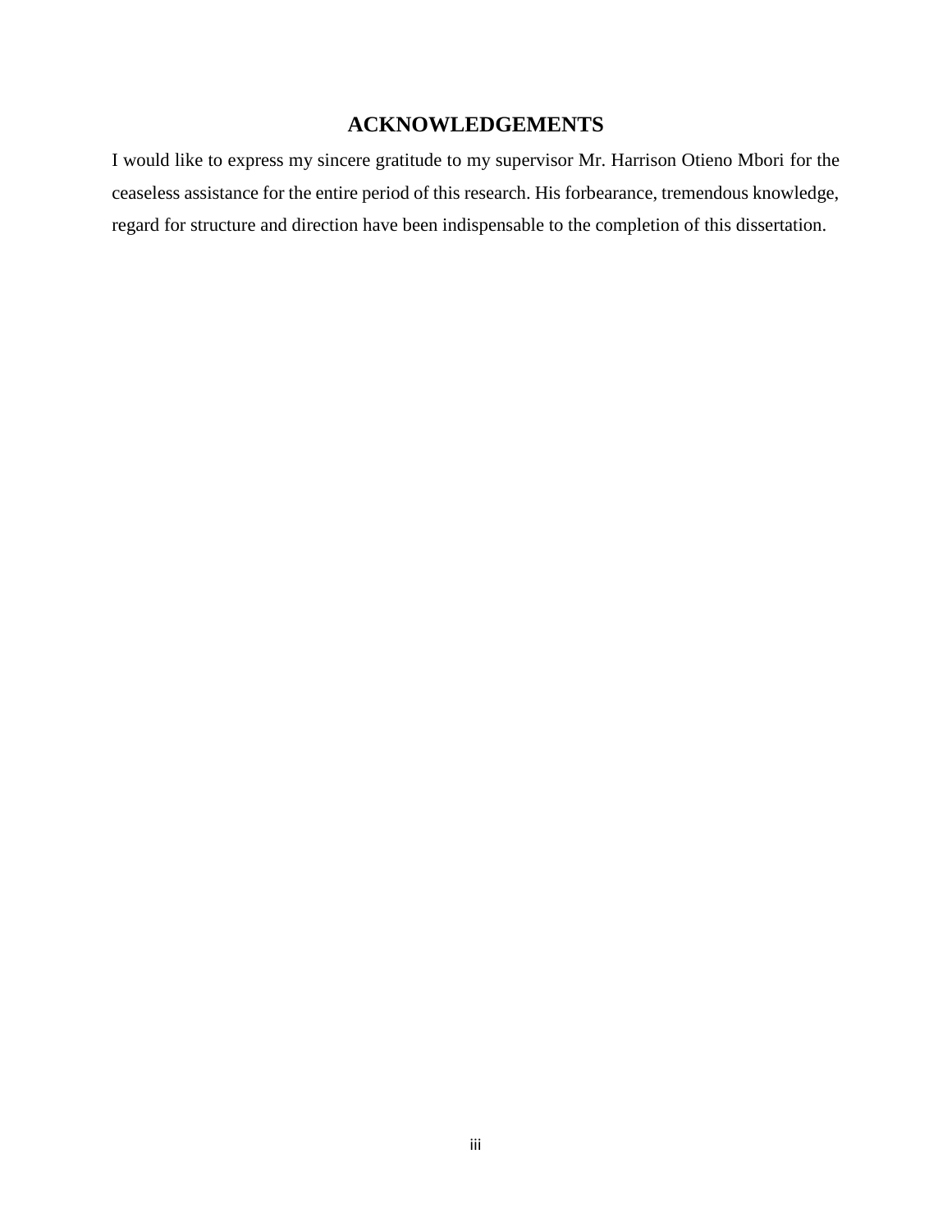## ACKNOWLEDGEMENTS

I would like to express my sincere gratitude to my supervisor Mr. Harrison Otieno Mbori for the ceaseless assistance for the entire period of this research. His forbearance, tremendous knowledge, regard for structure and direction have been indispensable to the completion of this dissertation.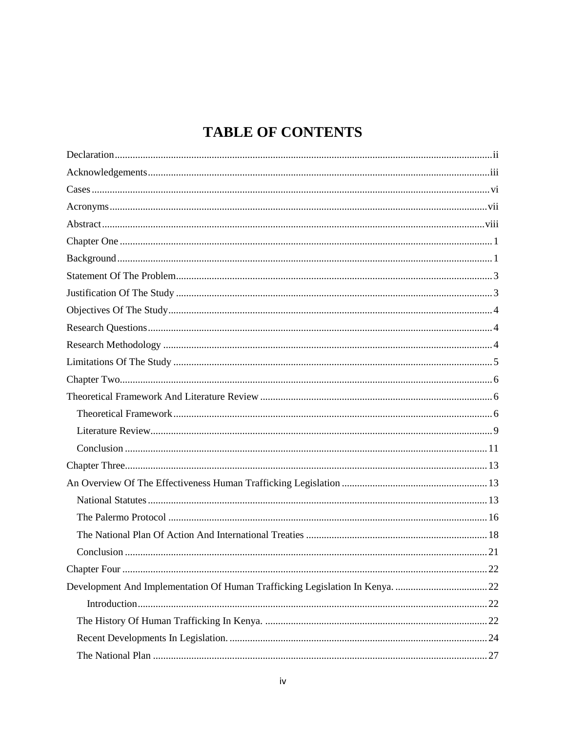# TABLE OF CONTENTS

Declaration ii

Acknowledgements iii

Cases vi

Acronyms vii

Abstract viii

Chapter One 1

Background 1

Statement Of The Problem 3

Justification Of The Study 3

Objectives Of The Study 4

Research Questions 4

Research Methodology 4

Limitations Of The Study 5

Chapter Two 6

Theoretical Framework And Literature Review 6

- Theoretical Framework 6
- Literature Review 9
- Conclusion 11

Chapter Three 13

An Overview Of The Effectiveness Human Trafficking Legislation 13

- National Statutes 13
- The Palermo Protocol 16
- The National Plan Of Action And International Treaties 18
- Conclusion 21

Chapter Four 22

Development And Implementation Of Human Trafficking Legislation In Kenya. 22

- Introduction 22
- The History Of Human Trafficking In Kenya. 22
- Recent Developments In Legislation. 24
- The National Plan 27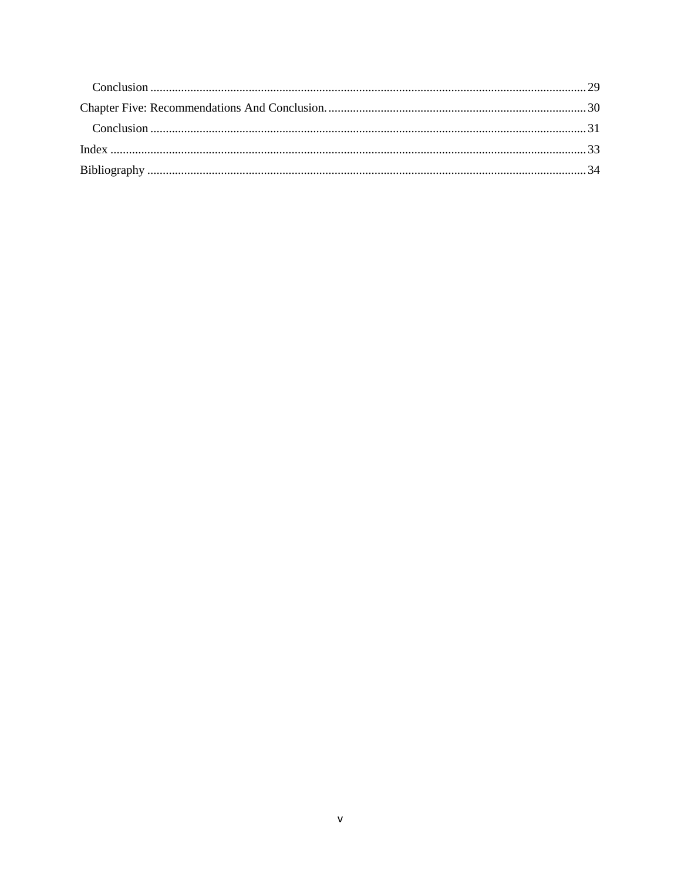Conclusion ..... 29

Chapter Five: Recommendations And Conclusion. ..... 30

Conclusion ..... 31

Index ..... 33

Bibliography ..... 34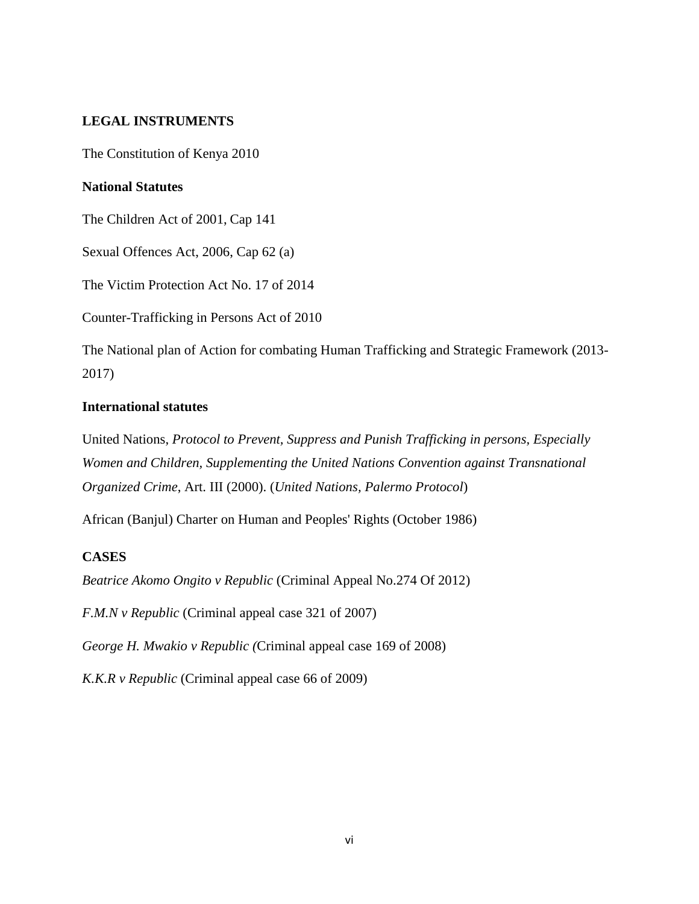## LEGAL INSTRUMENTS

The Constitution of Kenya 2010

### National Statutes

The Children Act of 2001, Cap 141

Sexual Offences Act, 2006, Cap 62 (a)

The Victim Protection Act No. 17 of 2014

Counter-Trafficking in Persons Act of 2010

The National plan of Action for combating Human Trafficking and Strategic Framework (2013-2017)

### International statutes

United Nations, *Protocol to Prevent, Suppress and Punish Trafficking in persons, Especially Women and Children, Supplementing the United Nations Convention against Transnational Organized Crime*, Art. III (2000). (*United Nations, Palermo Protocol*)

African (Banjul) Charter on Human and Peoples' Rights (October 1986)

## CASES

*Beatrice Akomo Ongito v Republic* (Criminal Appeal No.274 Of 2012)

*F.M.N v Republic* (Criminal appeal case 321 of 2007)

*George H. Mwakio v Republic (*Criminal appeal case 169 of 2008)

*K.K.R v Republic* (Criminal appeal case 66 of 2009)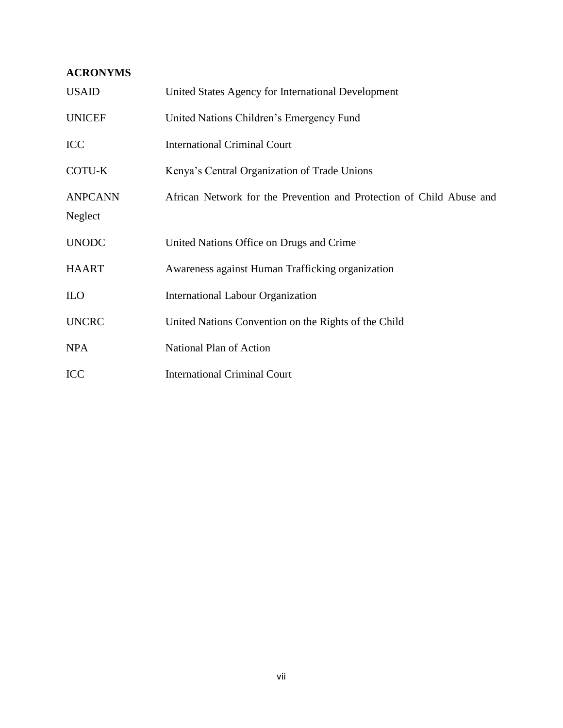## ACRONYMS

| | |
|---|---|
| USAID | United States Agency for International Development |
| UNICEF | United Nations Children's Emergency Fund |
| ICC | International Criminal Court |
| COTU-K | Kenya's Central Organization of Trade Unions |
| ANPCANN | African Network for the Prevention and Protection of Child Abuse and Neglect |
| UNODC | United Nations Office on Drugs and Crime |
| HAART | Awareness against Human Trafficking organization |
| ILO | International Labour Organization |
| UNCRC | United Nations Convention on the Rights of the Child |
| NPA | National Plan of Action |
| ICC | International Criminal Court |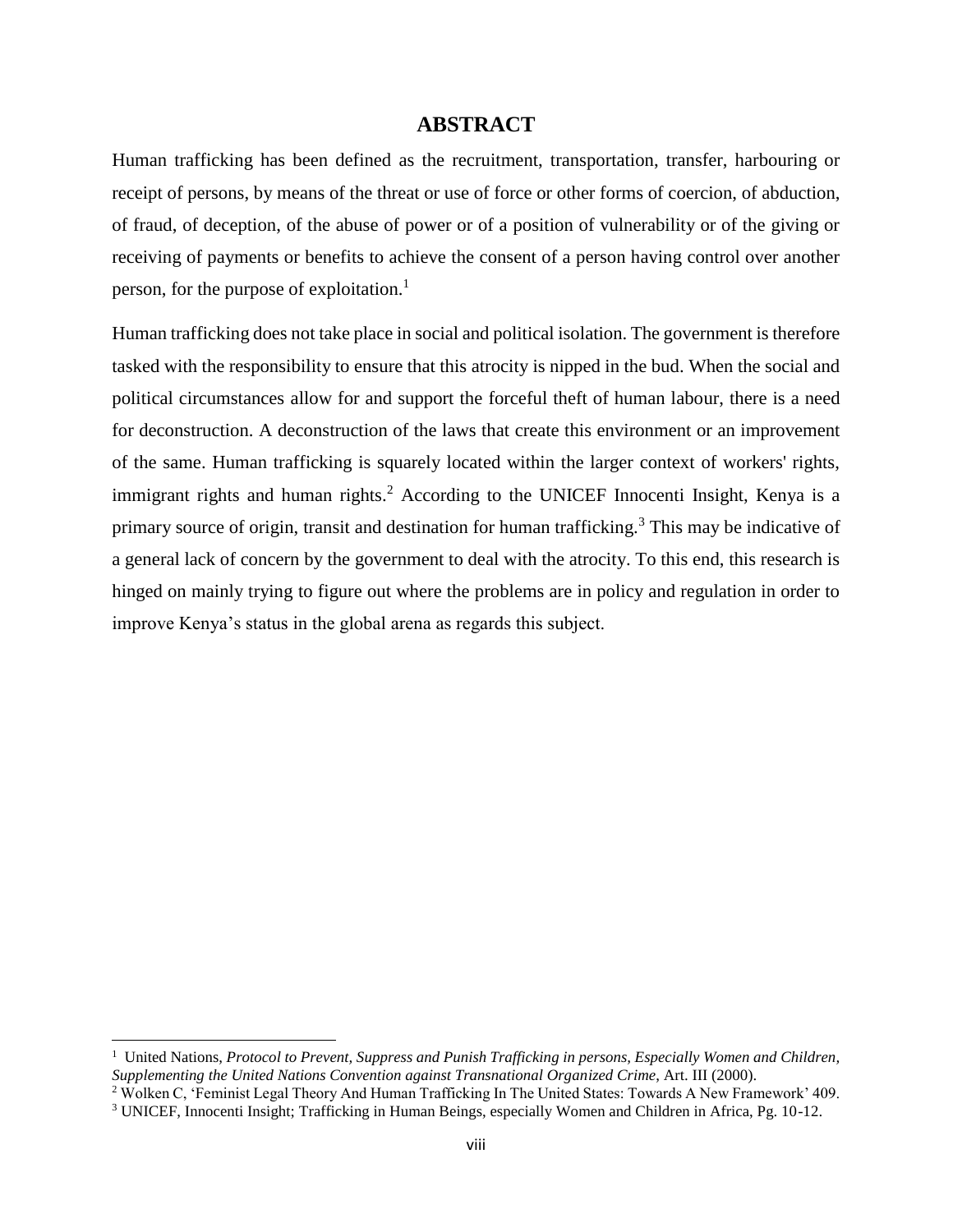## ABSTRACT

Human trafficking has been defined as the recruitment, transportation, transfer, harbouring or receipt of persons, by means of the threat or use of force or other forms of coercion, of abduction, of fraud, of deception, of the abuse of power or of a position of vulnerability or of the giving or receiving of payments or benefits to achieve the consent of a person having control over another person, for the purpose of exploitation.[1]

Human trafficking does not take place in social and political isolation. The government is therefore tasked with the responsibility to ensure that this atrocity is nipped in the bud. When the social and political circumstances allow for and support the forceful theft of human labour, there is a need for deconstruction. A deconstruction of the laws that create this environment or an improvement of the same. Human trafficking is squarely located within the larger context of workers' rights, immigrant rights and human rights.[2] According to the UNICEF Innocenti Insight, Kenya is a primary source of origin, transit and destination for human trafficking.[3] This may be indicative of a general lack of concern by the government to deal with the atrocity. To this end, this research is hinged on mainly trying to figure out where the problems are in policy and regulation in order to improve Kenya's status in the global arena as regards this subject.

---

[1] United Nations, *Protocol to Prevent, Suppress and Punish Trafficking in persons, Especially Women and Children, Supplementing the United Nations Convention against Transnational Organized Crime*, Art. III (2000).

[2] Wolken C, 'Feminist Legal Theory And Human Trafficking In The United States: Towards A New Framework' 409.

[3] UNICEF, Innocenti Insight; Trafficking in Human Beings, especially Women and Children in Africa, Pg. 10-12.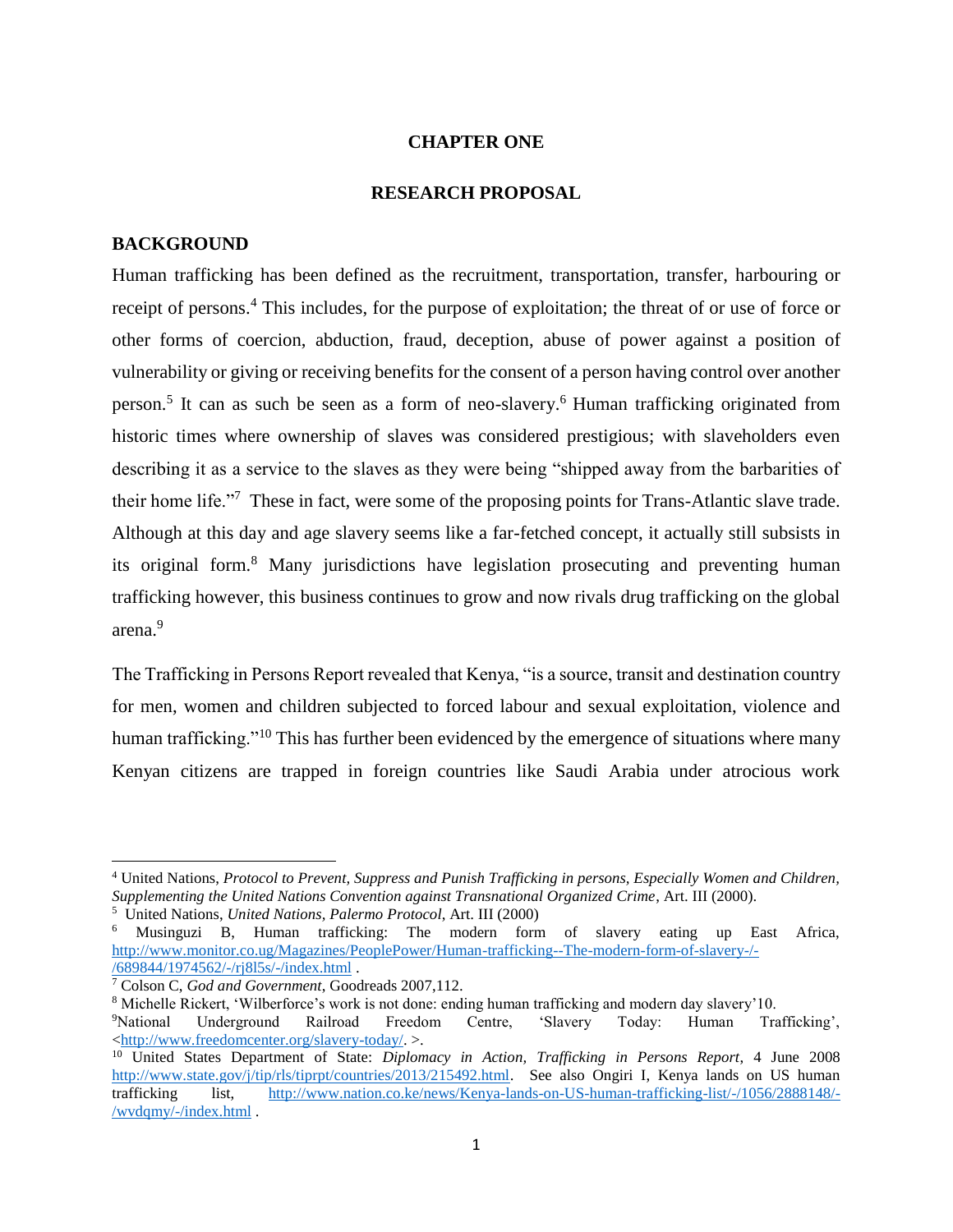# CHAPTER ONE

## RESEARCH PROPOSAL

### BACKGROUND

Human trafficking has been defined as the recruitment, transportation, transfer, harbouring or receipt of persons.[4] This includes, for the purpose of exploitation; the threat of or use of force or other forms of coercion, abduction, fraud, deception, abuse of power against a position of vulnerability or giving or receiving benefits for the consent of a person having control over another person.[5] It can as such be seen as a form of neo-slavery.[6] Human trafficking originated from historic times where ownership of slaves was considered prestigious; with slaveholders even describing it as a service to the slaves as they were being "shipped away from the barbarities of their home life."[7] These in fact, were some of the proposing points for Trans-Atlantic slave trade. Although at this day and age slavery seems like a far-fetched concept, it actually still subsists in its original form.[8] Many jurisdictions have legislation prosecuting and preventing human trafficking however, this business continues to grow and now rivals drug trafficking on the global arena.[9]

The Trafficking in Persons Report revealed that Kenya, "is a source, transit and destination country for men, women and children subjected to forced labour and sexual exploitation, violence and human trafficking."[10] This has further been evidenced by the emergence of situations where many Kenyan citizens are trapped in foreign countries like Saudi Arabia under atrocious work

---

[4] United Nations, *Protocol to Prevent, Suppress and Punish Trafficking in persons, Especially Women and Children, Supplementing the United Nations Convention against Transnational Organized Crime*, Art. III (2000).

[5] United Nations, *United Nations, Palermo Protocol*, Art. III (2000)

[6] Musinguzi B, Human trafficking: The modern form of slavery eating up East Africa, http://www.monitor.co.ug/Magazines/PeoplePower/Human-trafficking--The-modern-form-of-slavery-/-/689844/1974562/-/rj8l5s/-/index.html .

[7] Colson C, *God and Government*, Goodreads 2007,112.

[8] Michelle Rickert, 'Wilberforce's work is not done: ending human trafficking and modern day slavery'10.

[9] National Underground Railroad Freedom Centre, 'Slavery Today: Human Trafficking', <http://www.freedomcenter.org/slavery-today/. >.

[10] United States Department of State: *Diplomacy in Action, Trafficking in Persons Report*, 4 June 2008 http://www.state.gov/j/tip/rls/tiprpt/countries/2013/215492.html. See also Ongiri I, Kenya lands on US human trafficking list, http://www.nation.co.ke/news/Kenya-lands-on-US-human-trafficking-list/-/1056/2888148/-/wvdqmy/-/index.html .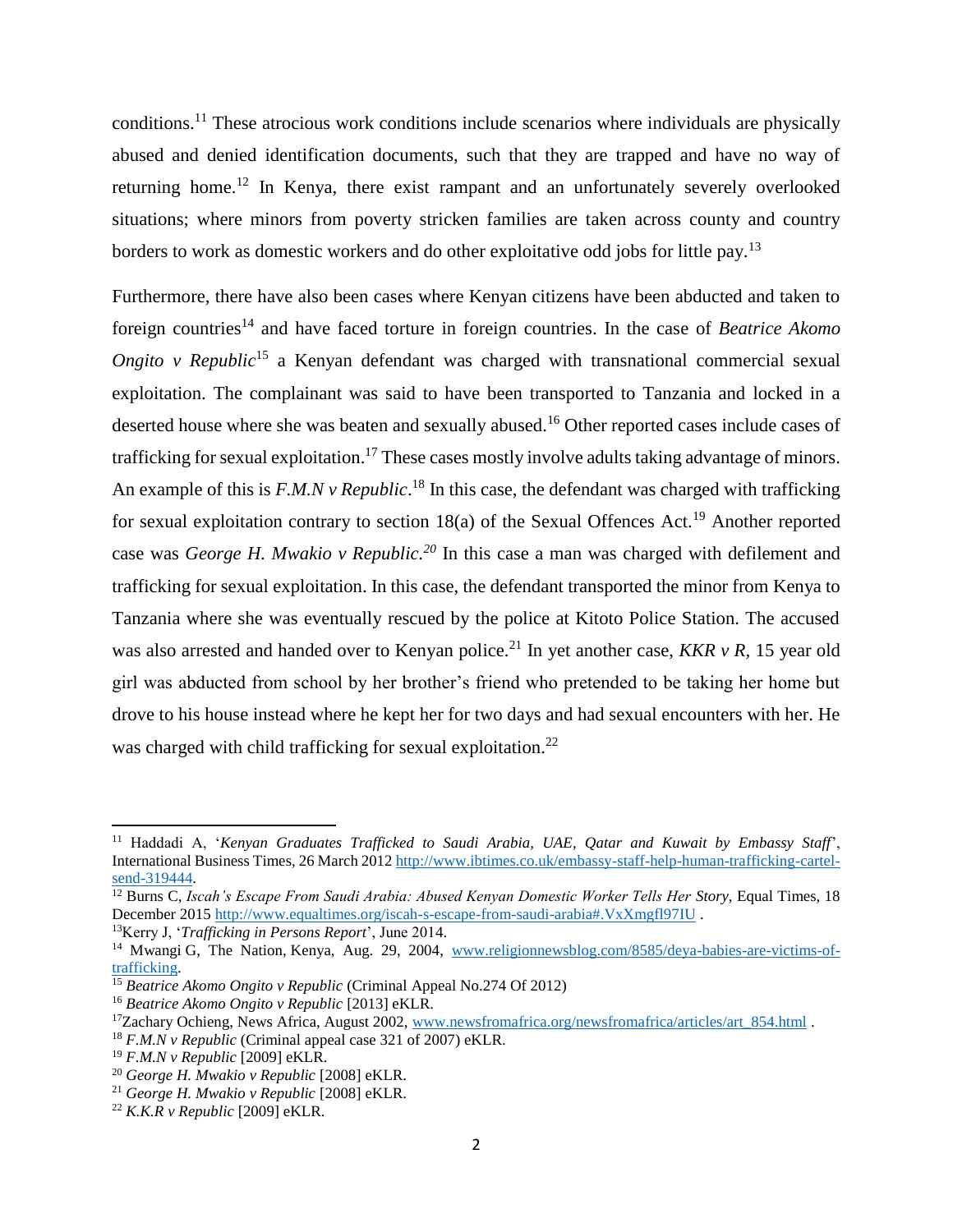conditions.[11] These atrocious work conditions include scenarios where individuals are physically abused and denied identification documents, such that they are trapped and have no way of returning home.[12] In Kenya, there exist rampant and an unfortunately severely overlooked situations; where minors from poverty stricken families are taken across county and country borders to work as domestic workers and do other exploitative odd jobs for little pay.[13]

Furthermore, there have also been cases where Kenyan citizens have been abducted and taken to foreign countries[14] and have faced torture in foreign countries. In the case of *Beatrice Akomo Ongito v Republic*[15] a Kenyan defendant was charged with transnational commercial sexual exploitation. The complainant was said to have been transported to Tanzania and locked in a deserted house where she was beaten and sexually abused.[16] Other reported cases include cases of trafficking for sexual exploitation.[17] These cases mostly involve adults taking advantage of minors. An example of this is *F.M.N v Republic*.[18] In this case, the defendant was charged with trafficking for sexual exploitation contrary to section 18(a) of the Sexual Offences Act.[19] Another reported case was *George H. Mwakio v Republic.*[20] In this case a man was charged with defilement and trafficking for sexual exploitation. In this case, the defendant transported the minor from Kenya to Tanzania where she was eventually rescued by the police at Kitoto Police Station. The accused was also arrested and handed over to Kenyan police.[21] In yet another case, *KKR v R*, 15 year old girl was abducted from school by her brother's friend who pretended to be taking her home but drove to his house instead where he kept her for two days and had sexual encounters with her. He was charged with child trafficking for sexual exploitation.[22]

---

[11] Haddadi A, '*Kenyan Graduates Trafficked to Saudi Arabia, UAE, Qatar and Kuwait by Embassy Staff*', International Business Times, 26 March 2012 http://www.ibtimes.co.uk/embassy-staff-help-human-trafficking-cartel-send-319444.

[12] Burns C, *Iscah's Escape From Saudi Arabia: Abused Kenyan Domestic Worker Tells Her Story,* Equal Times, 18 December 2015 http://www.equaltimes.org/iscah-s-escape-from-saudi-arabia#.VxXmgfl97IU .

[13] Kerry J, '*Trafficking in Persons Report*', June 2014.

[14] Mwangi G, The Nation, Kenya, Aug. 29, 2004, www.religionnewsblog.com/8585/deya-babies-are-victims-of-trafficking.

[15] *Beatrice Akomo Ongito v Republic* (Criminal Appeal No.274 Of 2012)

[16] *Beatrice Akomo Ongito v Republic* [2013] eKLR.

[17] Zachary Ochieng, News Africa, August 2002, www.newsfromafrica.org/newsfromafrica/articles/art_854.html .

[18] *F.M.N v Republic* (Criminal appeal case 321 of 2007) eKLR.

[19] *F.M.N v Republic* [2009] eKLR.

[20] *George H. Mwakio v Republic* [2008] eKLR.

[21] *George H. Mwakio v Republic* [2008] eKLR.

[22] *K.K.R v Republic* [2009] eKLR.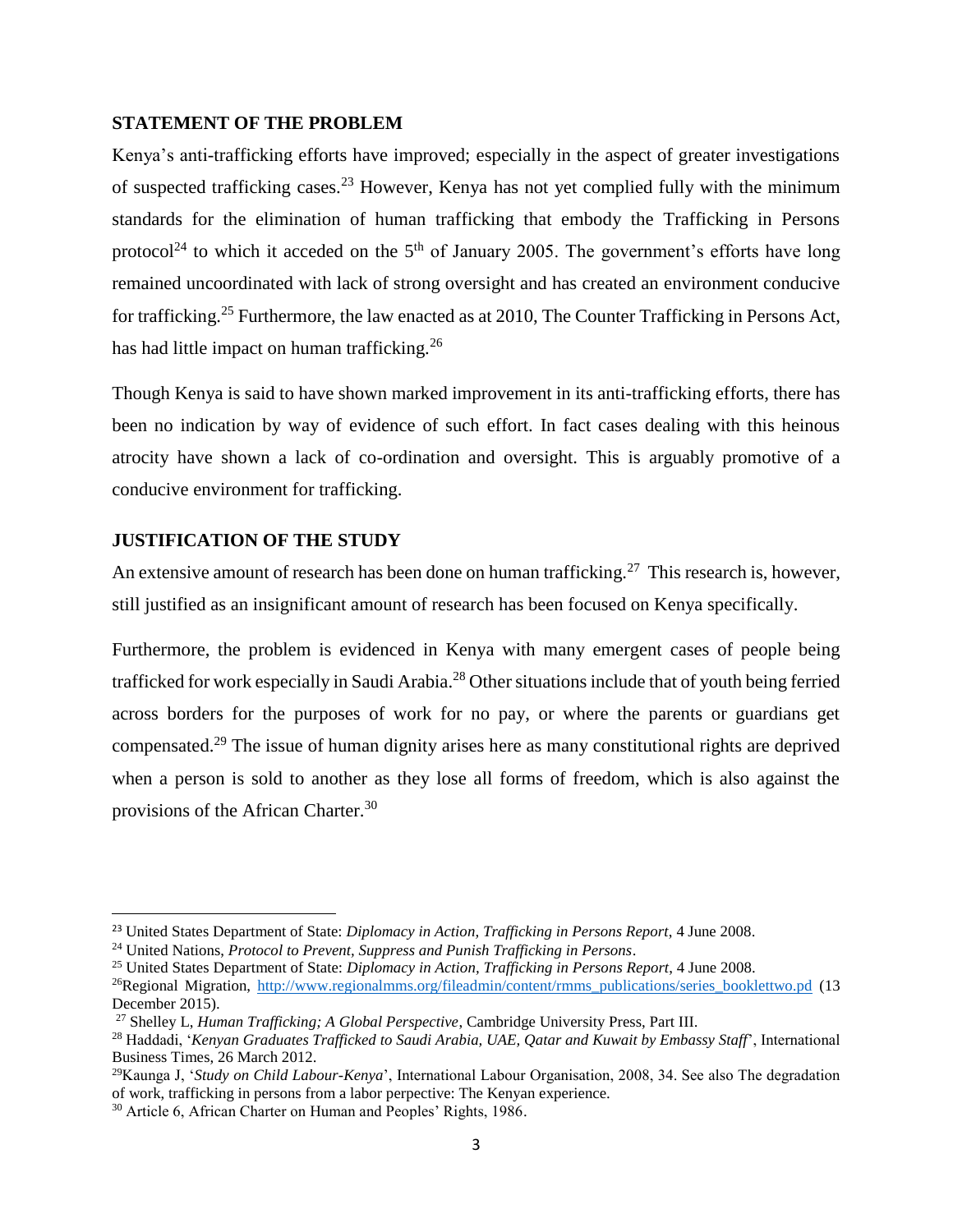## STATEMENT OF THE PROBLEM

Kenya's anti-trafficking efforts have improved; especially in the aspect of greater investigations of suspected trafficking cases.[23] However, Kenya has not yet complied fully with the minimum standards for the elimination of human trafficking that embody the Trafficking in Persons protocol[24] to which it acceded on the 5th of January 2005. The government's efforts have long remained uncoordinated with lack of strong oversight and has created an environment conducive for trafficking.[25] Furthermore, the law enacted as at 2010, The Counter Trafficking in Persons Act, has had little impact on human trafficking.[26]

Though Kenya is said to have shown marked improvement in its anti-trafficking efforts, there has been no indication by way of evidence of such effort. In fact cases dealing with this heinous atrocity have shown a lack of co-ordination and oversight. This is arguably promotive of a conducive environment for trafficking.

## JUSTIFICATION OF THE STUDY

An extensive amount of research has been done on human trafficking.[27] This research is, however, still justified as an insignificant amount of research has been focused on Kenya specifically.

Furthermore, the problem is evidenced in Kenya with many emergent cases of people being trafficked for work especially in Saudi Arabia.[28] Other situations include that of youth being ferried across borders for the purposes of work for no pay, or where the parents or guardians get compensated.[29] The issue of human dignity arises here as many constitutional rights are deprived when a person is sold to another as they lose all forms of freedom, which is also against the provisions of the African Charter.[30]

---

[23] United States Department of State: *Diplomacy in Action, Trafficking in Persons Report*, 4 June 2008.

[24] United Nations, *Protocol to Prevent, Suppress and Punish Trafficking in Persons*.

[25] United States Department of State: *Diplomacy in Action, Trafficking in Persons Report*, 4 June 2008.

[26] Regional Migration, http://www.regionalmms.org/fileadmin/content/rmms_publications/series_booklettwo.pd (13 December 2015).

[27] Shelley L, *Human Trafficking; A Global Perspective*, Cambridge University Press, Part III.

[28] Haddadi, '*Kenyan Graduates Trafficked to Saudi Arabia, UAE, Qatar and Kuwait by Embassy Staff*', International Business Times, 26 March 2012.

[29] Kaunga J, '*Study on Child Labour-Kenya*', International Labour Organisation, 2008, 34. See also The degradation of work, trafficking in persons from a labor perpective: The Kenyan experience.

[30] Article 6, African Charter on Human and Peoples' Rights, 1986.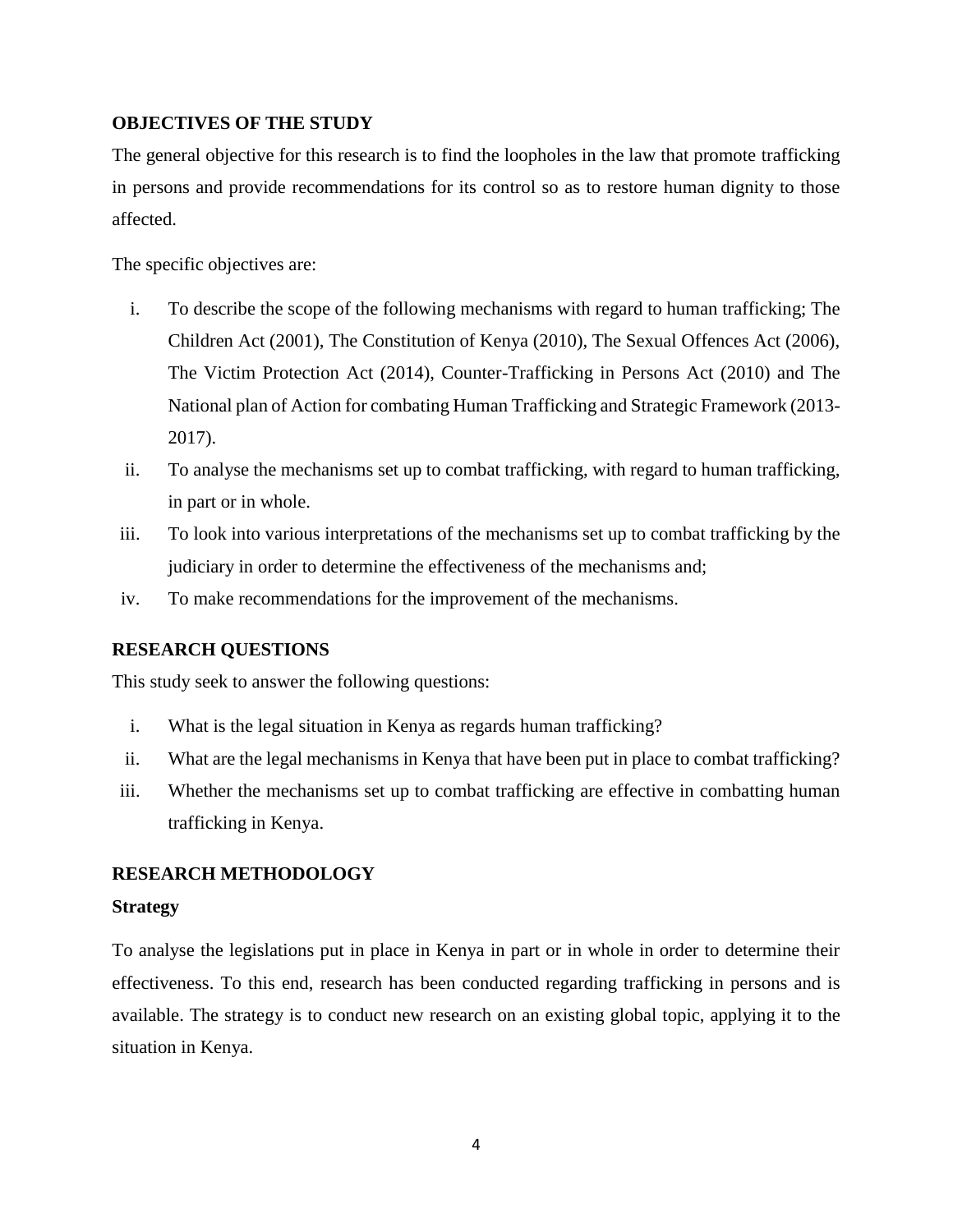## OBJECTIVES OF THE STUDY

The general objective for this research is to find the loopholes in the law that promote trafficking in persons and provide recommendations for its control so as to restore human dignity to those affected.

The specific objectives are:

i. To describe the scope of the following mechanisms with regard to human trafficking; The Children Act (2001), The Constitution of Kenya (2010), The Sexual Offences Act (2006), The Victim Protection Act (2014), Counter-Trafficking in Persons Act (2010) and The National plan of Action for combating Human Trafficking and Strategic Framework (2013-2017).
ii. To analyse the mechanisms set up to combat trafficking, with regard to human trafficking, in part or in whole.
iii. To look into various interpretations of the mechanisms set up to combat trafficking by the judiciary in order to determine the effectiveness of the mechanisms and;
iv. To make recommendations for the improvement of the mechanisms.

## RESEARCH QUESTIONS

This study seek to answer the following questions:

i. What is the legal situation in Kenya as regards human trafficking?
ii. What are the legal mechanisms in Kenya that have been put in place to combat trafficking?
iii. Whether the mechanisms set up to combat trafficking are effective in combatting human trafficking in Kenya.

## RESEARCH METHODOLOGY

### Strategy

To analyse the legislations put in place in Kenya in part or in whole in order to determine their effectiveness. To this end, research has been conducted regarding trafficking in persons and is available. The strategy is to conduct new research on an existing global topic, applying it to the situation in Kenya.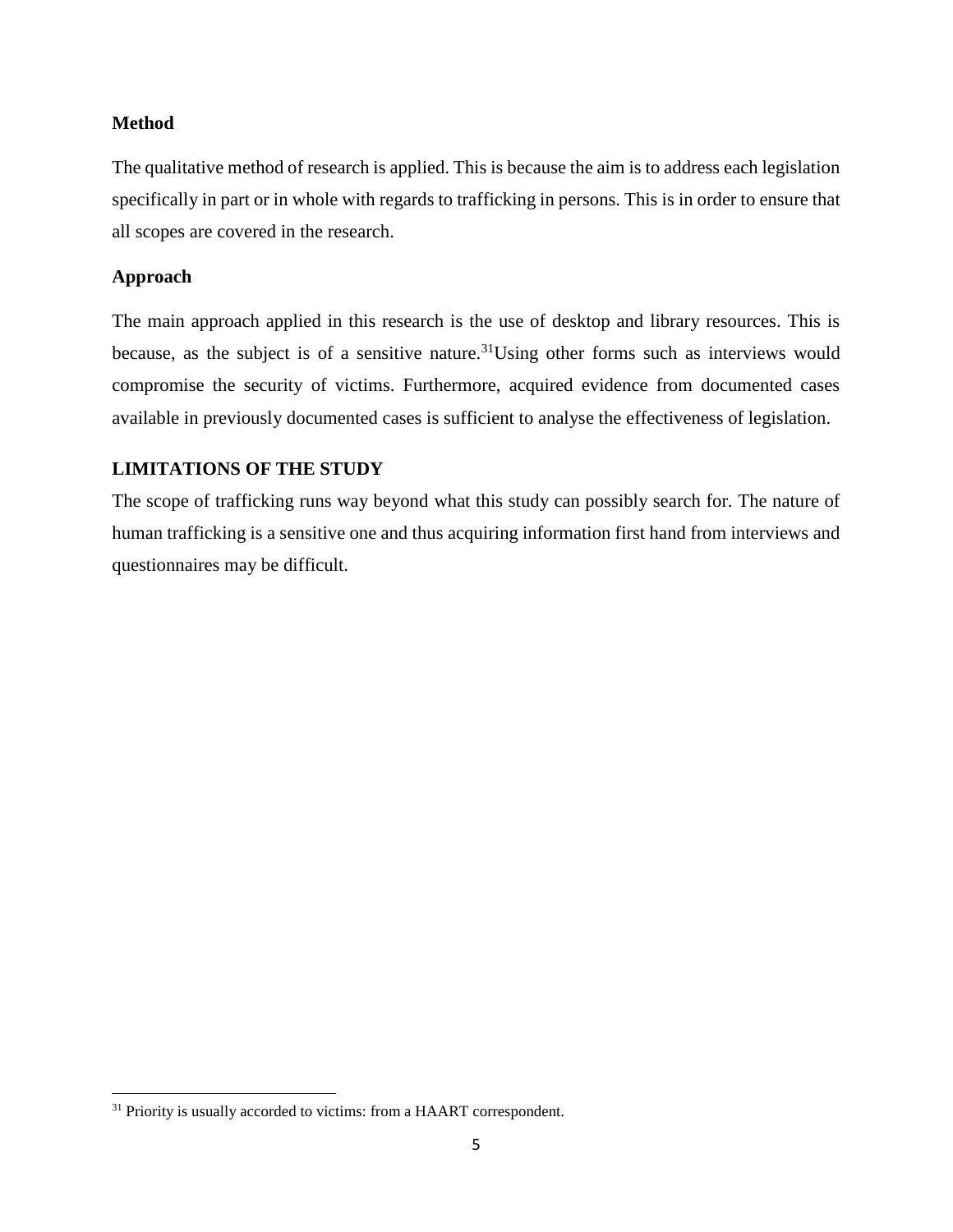**Method**

The qualitative method of research is applied. This is because the aim is to address each legislation specifically in part or in whole with regards to trafficking in persons. This is in order to ensure that all scopes are covered in the research.

**Approach**

The main approach applied in this research is the use of desktop and library resources. This is because, as the subject is of a sensitive nature.[31]Using other forms such as interviews would compromise the security of victims. Furthermore, acquired evidence from documented cases available in previously documented cases is sufficient to analyse the effectiveness of legislation.

**LIMITATIONS OF THE STUDY**

The scope of trafficking runs way beyond what this study can possibly search for. The nature of human trafficking is a sensitive one and thus acquiring information first hand from interviews and questionnaires may be difficult.

[31] Priority is usually accorded to victims: from a HAART correspondent.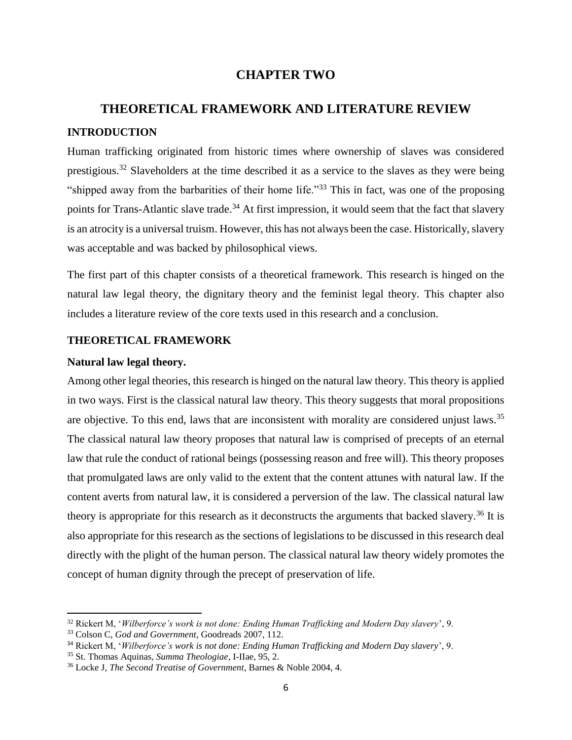# CHAPTER TWO

# THEORETICAL FRAMEWORK AND LITERATURE REVIEW

## INTRODUCTION

Human trafficking originated from historic times where ownership of slaves was considered prestigious.[32] Slaveholders at the time described it as a service to the slaves as they were being "shipped away from the barbarities of their home life."[33] This in fact, was one of the proposing points for Trans-Atlantic slave trade.[34] At first impression, it would seem that the fact that slavery is an atrocity is a universal truism. However, this has not always been the case. Historically, slavery was acceptable and was backed by philosophical views.

The first part of this chapter consists of a theoretical framework. This research is hinged on the natural law legal theory, the dignitary theory and the feminist legal theory. This chapter also includes a literature review of the core texts used in this research and a conclusion.

## THEORETICAL FRAMEWORK

### Natural law legal theory.

Among other legal theories, this research is hinged on the natural law theory. This theory is applied in two ways. First is the classical natural law theory. This theory suggests that moral propositions are objective. To this end, laws that are inconsistent with morality are considered unjust laws.[35] The classical natural law theory proposes that natural law is comprised of precepts of an eternal law that rule the conduct of rational beings (possessing reason and free will). This theory proposes that promulgated laws are only valid to the extent that the content attunes with natural law. If the content averts from natural law, it is considered a perversion of the law. The classical natural law theory is appropriate for this research as it deconstructs the arguments that backed slavery.[36] It is also appropriate for this research as the sections of legislations to be discussed in this research deal directly with the plight of the human person. The classical natural law theory widely promotes the concept of human dignity through the precept of preservation of life.

---

[32] Rickert M, '*Wilberforce's work is not done: Ending Human Trafficking and Modern Day slavery*', 9.

[33] Colson C, *God and Government*, Goodreads 2007, 112.

[34] Rickert M, '*Wilberforce's work is not done: Ending Human Trafficking and Modern Day slavery*', 9.

[35] St. Thomas Aquinas, *Summa Theologiae*, I-IIae, 95, 2.

[36] Locke J, *The Second Treatise of Government*, Barnes & Noble 2004, 4.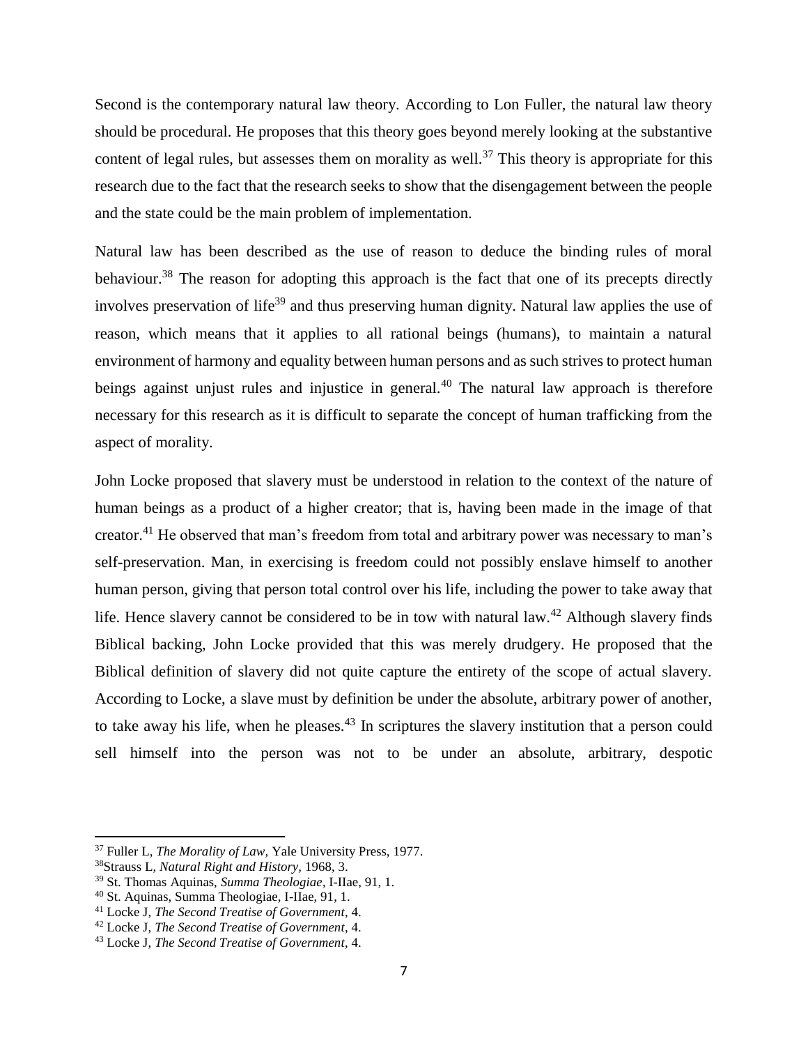Second is the contemporary natural law theory. According to Lon Fuller, the natural law theory should be procedural. He proposes that this theory goes beyond merely looking at the substantive content of legal rules, but assesses them on morality as well.[37] This theory is appropriate for this research due to the fact that the research seeks to show that the disengagement between the people and the state could be the main problem of implementation.

Natural law has been described as the use of reason to deduce the binding rules of moral behaviour.[38] The reason for adopting this approach is the fact that one of its precepts directly involves preservation of life[39] and thus preserving human dignity. Natural law applies the use of reason, which means that it applies to all rational beings (humans), to maintain a natural environment of harmony and equality between human persons and as such strives to protect human beings against unjust rules and injustice in general.[40] The natural law approach is therefore necessary for this research as it is difficult to separate the concept of human trafficking from the aspect of morality.

John Locke proposed that slavery must be understood in relation to the context of the nature of human beings as a product of a higher creator; that is, having been made in the image of that creator.[41] He observed that man's freedom from total and arbitrary power was necessary to man's self-preservation. Man, in exercising is freedom could not possibly enslave himself to another human person, giving that person total control over his life, including the power to take away that life. Hence slavery cannot be considered to be in tow with natural law.[42] Although slavery finds Biblical backing, John Locke provided that this was merely drudgery. He proposed that the Biblical definition of slavery did not quite capture the entirety of the scope of actual slavery. According to Locke, a slave must by definition be under the absolute, arbitrary power of another, to take away his life, when he pleases.[43] In scriptures the slavery institution that a person could sell himself into the person was not to be under an absolute, arbitrary, despotic

---

[37] Fuller L, *The Morality of Law,* Yale University Press, 1977.

[38] Strauss L, *Natural Right and History,* 1968, 3.

[39] St. Thomas Aquinas, *Summa Theologiae*, I-IIae, 91, 1.

[40] St. Aquinas, Summa Theologiae, I-IIae, 91, 1.

[41] Locke J, *The Second Treatise of Government*, 4.

[42] Locke J, *The Second Treatise of Government*, 4.

[43] Locke J, *The Second Treatise of Government*, 4.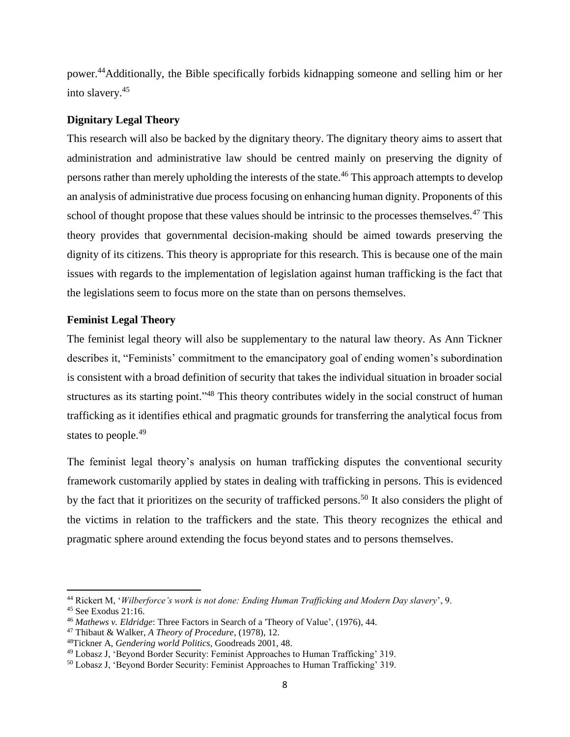power.[44]Additionally, the Bible specifically forbids kidnapping someone and selling him or her into slavery.[45]

**Dignitary Legal Theory**

This research will also be backed by the dignitary theory. The dignitary theory aims to assert that administration and administrative law should be centred mainly on preserving the dignity of persons rather than merely upholding the interests of the state.[46] This approach attempts to develop an analysis of administrative due process focusing on enhancing human dignity. Proponents of this school of thought propose that these values should be intrinsic to the processes themselves.[47] This theory provides that governmental decision-making should be aimed towards preserving the dignity of its citizens. This theory is appropriate for this research. This is because one of the main issues with regards to the implementation of legislation against human trafficking is the fact that the legislations seem to focus more on the state than on persons themselves.

**Feminist Legal Theory**

The feminist legal theory will also be supplementary to the natural law theory. As Ann Tickner describes it, "Feminists' commitment to the emancipatory goal of ending women's subordination is consistent with a broad definition of security that takes the individual situation in broader social structures as its starting point."[48] This theory contributes widely in the social construct of human trafficking as it identifies ethical and pragmatic grounds for transferring the analytical focus from states to people.[49]

The feminist legal theory's analysis on human trafficking disputes the conventional security framework customarily applied by states in dealing with trafficking in persons. This is evidenced by the fact that it prioritizes on the security of trafficked persons.[50] It also considers the plight of the victims in relation to the traffickers and the state. This theory recognizes the ethical and pragmatic sphere around extending the focus beyond states and to persons themselves.

---

[44] Rickert M, '*Wilberforce's work is not done: Ending Human Trafficking and Modern Day slavery*', 9.

[45] See Exodus 21:16.

[46] *Mathews v. Eldridge*: Three Factors in Search of a 'Theory of Value', (1976), 44.

[47] Thibaut & Walker, *A Theory of Procedure*, (1978), 12.

[48] Tickner A, *Gendering world Politics*, Goodreads 2001, 48.

[49] Lobasz J, 'Beyond Border Security: Feminist Approaches to Human Trafficking' 319.

[50] Lobasz J, 'Beyond Border Security: Feminist Approaches to Human Trafficking' 319.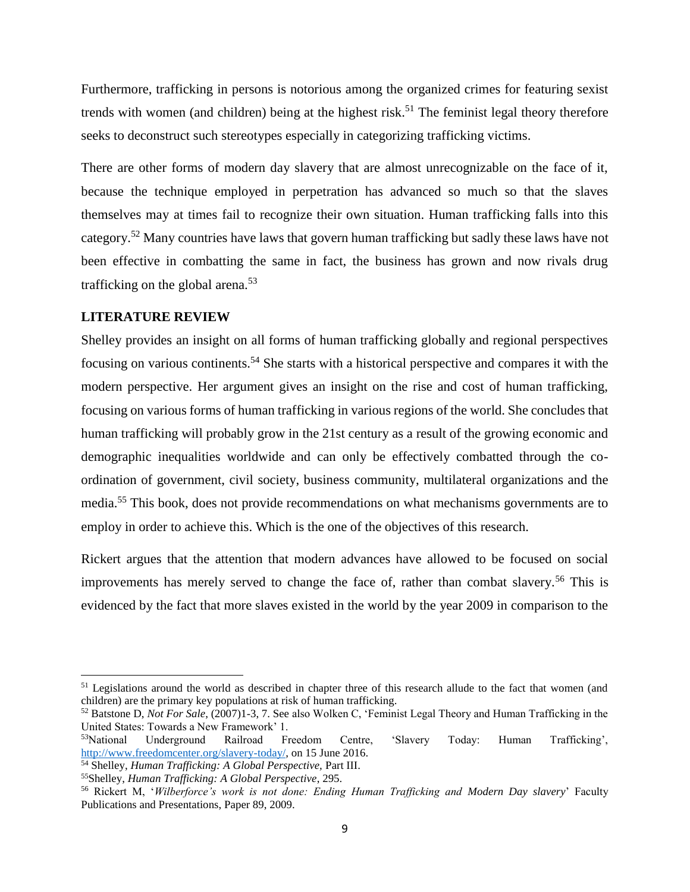Furthermore, trafficking in persons is notorious among the organized crimes for featuring sexist trends with women (and children) being at the highest risk.[51] The feminist legal theory therefore seeks to deconstruct such stereotypes especially in categorizing trafficking victims.

There are other forms of modern day slavery that are almost unrecognizable on the face of it, because the technique employed in perpetration has advanced so much so that the slaves themselves may at times fail to recognize their own situation. Human trafficking falls into this category.[52] Many countries have laws that govern human trafficking but sadly these laws have not been effective in combatting the same in fact, the business has grown and now rivals drug trafficking on the global arena.[53]

## LITERATURE REVIEW

Shelley provides an insight on all forms of human trafficking globally and regional perspectives focusing on various continents.[54] She starts with a historical perspective and compares it with the modern perspective. Her argument gives an insight on the rise and cost of human trafficking, focusing on various forms of human trafficking in various regions of the world. She concludes that human trafficking will probably grow in the 21st century as a result of the growing economic and demographic inequalities worldwide and can only be effectively combatted through the co-ordination of government, civil society, business community, multilateral organizations and the media.[55] This book, does not provide recommendations on what mechanisms governments are to employ in order to achieve this. Which is the one of the objectives of this research.

Rickert argues that the attention that modern advances have allowed to be focused on social improvements has merely served to change the face of, rather than combat slavery.[56] This is evidenced by the fact that more slaves existed in the world by the year 2009 in comparison to the

---

[51] Legislations around the world as described in chapter three of this research allude to the fact that women (and children) are the primary key populations at risk of human trafficking.

[52] Batstone D, *Not For Sale*, (2007)1-3, 7. See also Wolken C, 'Feminist Legal Theory and Human Trafficking in the United States: Towards a New Framework' 1.

[53] National Underground Railroad Freedom Centre, 'Slavery Today: Human Trafficking', http://www.freedomcenter.org/slavery-today/, on 15 June 2016.

[54] Shelley, *Human Trafficking: A Global Perspective,* Part III.

[55] Shelley, *Human Trafficking: A Global Perspective*, 295.

[56] Rickert M, '*Wilberforce's work is not done: Ending Human Trafficking and Modern Day slavery*' Faculty Publications and Presentations, Paper 89, 2009.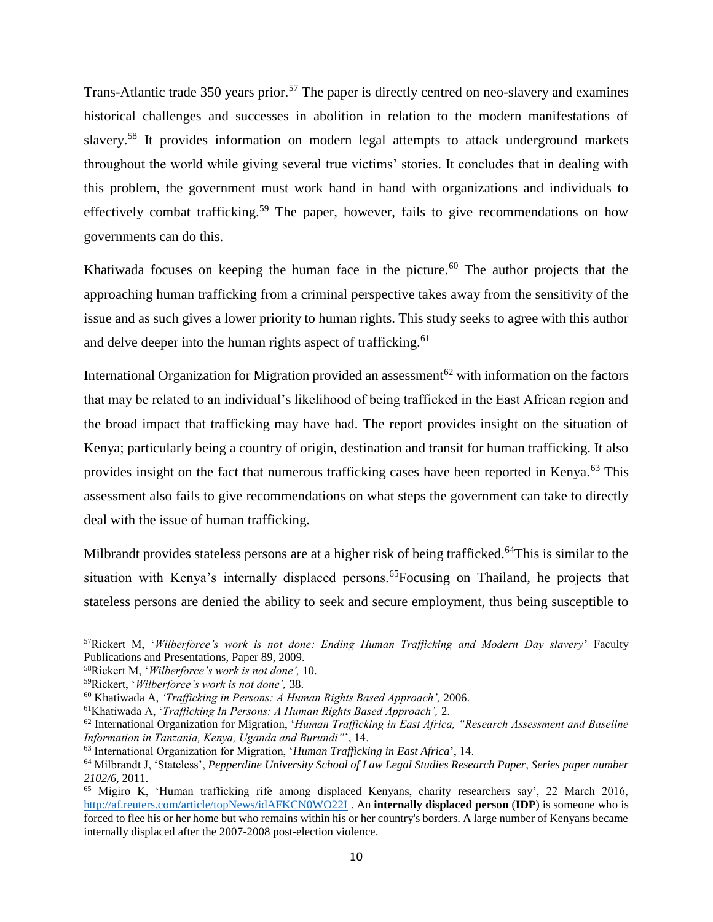Trans-Atlantic trade 350 years prior.[57] The paper is directly centred on neo-slavery and examines historical challenges and successes in abolition in relation to the modern manifestations of slavery.[58] It provides information on modern legal attempts to attack underground markets throughout the world while giving several true victims' stories. It concludes that in dealing with this problem, the government must work hand in hand with organizations and individuals to effectively combat trafficking.[59] The paper, however, fails to give recommendations on how governments can do this.

Khatiwada focuses on keeping the human face in the picture.[60] The author projects that the approaching human trafficking from a criminal perspective takes away from the sensitivity of the issue and as such gives a lower priority to human rights. This study seeks to agree with this author and delve deeper into the human rights aspect of trafficking.[61]

International Organization for Migration provided an assessment[62] with information on the factors that may be related to an individual's likelihood of being trafficked in the East African region and the broad impact that trafficking may have had. The report provides insight on the situation of Kenya; particularly being a country of origin, destination and transit for human trafficking. It also provides insight on the fact that numerous trafficking cases have been reported in Kenya.[63] This assessment also fails to give recommendations on what steps the government can take to directly deal with the issue of human trafficking.

Milbrandt provides stateless persons are at a higher risk of being trafficked.[64]This is similar to the situation with Kenya's internally displaced persons.[65]Focusing on Thailand, he projects that stateless persons are denied the ability to seek and secure employment, thus being susceptible to

---

[57]Rickert M, '*Wilberforce's work is not done: Ending Human Trafficking and Modern Day slavery*' Faculty Publications and Presentations, Paper 89, 2009.

[58]Rickert M, '*Wilberforce's work is not done',* 10.

[59]Rickert, '*Wilberforce's work is not done',* 38.

[60] Khatiwada A, *'Trafficking in Persons: A Human Rights Based Approach',* 2006.

[61]Khatiwada A, '*Trafficking In Persons: A Human Rights Based Approach',* 2.

[62] International Organization for Migration, '*Human Trafficking in East Africa, "Research Assessment and Baseline Information in Tanzania, Kenya, Uganda and Burundi"*', 14.

[63] International Organization for Migration, '*Human Trafficking in East Africa*', 14.

[64] Milbrandt J, 'Stateless', *Pepperdine University School of Law Legal Studies Research Paper, Series paper number 2102/6,* 2011.

[65] Migiro K, 'Human trafficking rife among displaced Kenyans, charity researchers say', 22 March 2016, http://af.reuters.com/article/topNews/idAFKCN0WO22I . An **internally displaced person** (**IDP**) is someone who is forced to flee his or her home but who remains within his or her country's borders. A large number of Kenyans became internally displaced after the 2007-2008 post-election violence.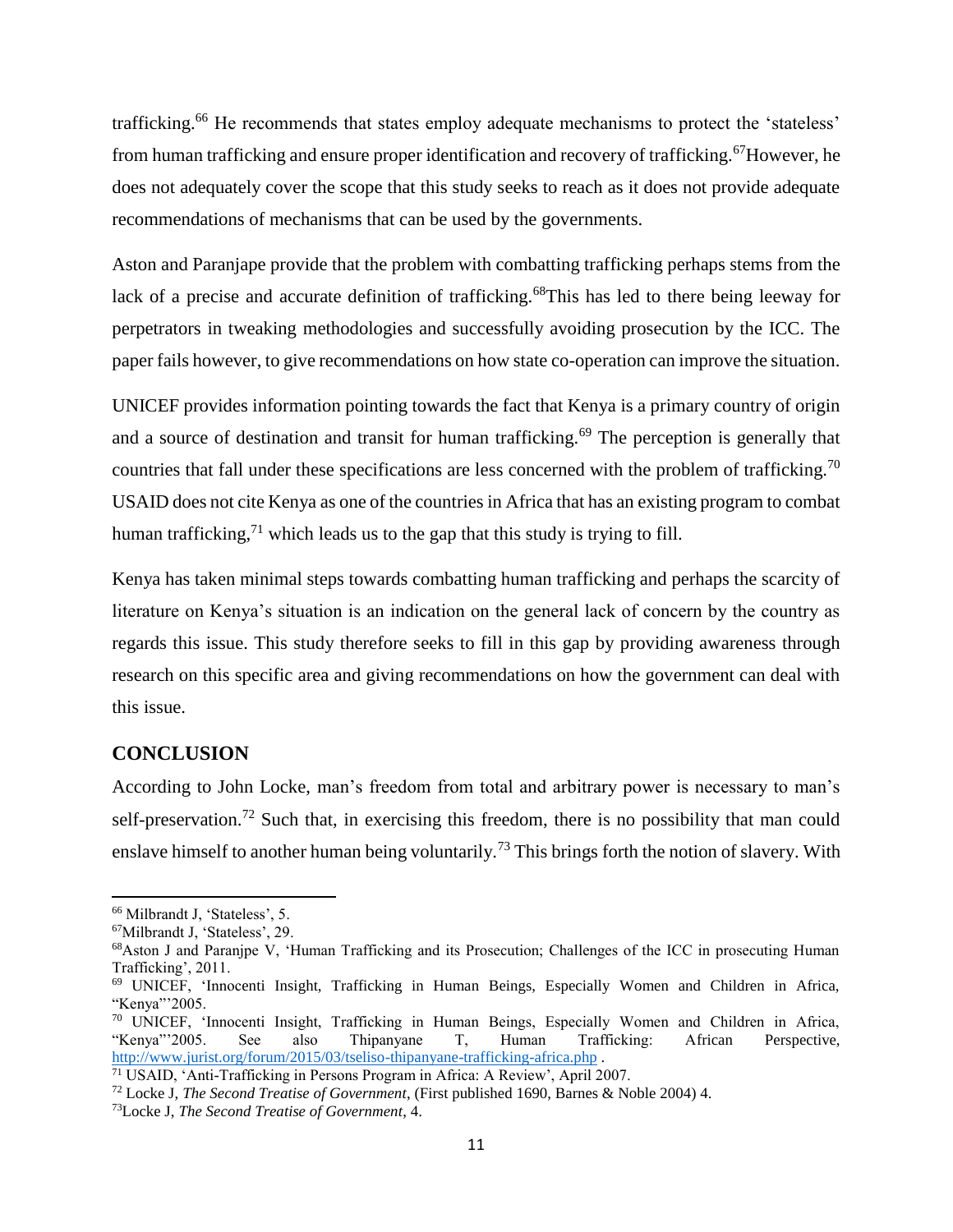trafficking.[66] He recommends that states employ adequate mechanisms to protect the 'stateless' from human trafficking and ensure proper identification and recovery of trafficking.[67]However, he does not adequately cover the scope that this study seeks to reach as it does not provide adequate recommendations of mechanisms that can be used by the governments.

Aston and Paranjape provide that the problem with combatting trafficking perhaps stems from the lack of a precise and accurate definition of trafficking.[68]This has led to there being leeway for perpetrators in tweaking methodologies and successfully avoiding prosecution by the ICC. The paper fails however, to give recommendations on how state co-operation can improve the situation.

UNICEF provides information pointing towards the fact that Kenya is a primary country of origin and a source of destination and transit for human trafficking.[69] The perception is generally that countries that fall under these specifications are less concerned with the problem of trafficking.[70] USAID does not cite Kenya as one of the countries in Africa that has an existing program to combat human trafficking,[71] which leads us to the gap that this study is trying to fill.

Kenya has taken minimal steps towards combatting human trafficking and perhaps the scarcity of literature on Kenya's situation is an indication on the general lack of concern by the country as regards this issue. This study therefore seeks to fill in this gap by providing awareness through research on this specific area and giving recommendations on how the government can deal with this issue.

## CONCLUSION

According to John Locke, man's freedom from total and arbitrary power is necessary to man's self-preservation.[72] Such that, in exercising this freedom, there is no possibility that man could enslave himself to another human being voluntarily.[73] This brings forth the notion of slavery. With

---

[66] Milbrandt J, 'Stateless', 5.

[67]Milbrandt J, 'Stateless', 29.

[68]Aston J and Paranjpe V, 'Human Trafficking and its Prosecution; Challenges of the ICC in prosecuting Human Trafficking', 2011.

[69] UNICEF, 'Innocenti Insight, Trafficking in Human Beings, Especially Women and Children in Africa, "Kenya"'2005.

[70] UNICEF, 'Innocenti Insight, Trafficking in Human Beings, Especially Women and Children in Africa, "Kenya"'2005. See also Thipanyane T, Human Trafficking: African Perspective, http://www.jurist.org/forum/2015/03/tseliso-thipanyane-trafficking-africa.php .

[71] USAID, 'Anti-Trafficking in Persons Program in Africa: A Review', April 2007.

[72] Locke J, *The Second Treatise of Government*, (First published 1690, Barnes & Noble 2004) 4.

[73]Locke J, *The Second Treatise of Government*, 4.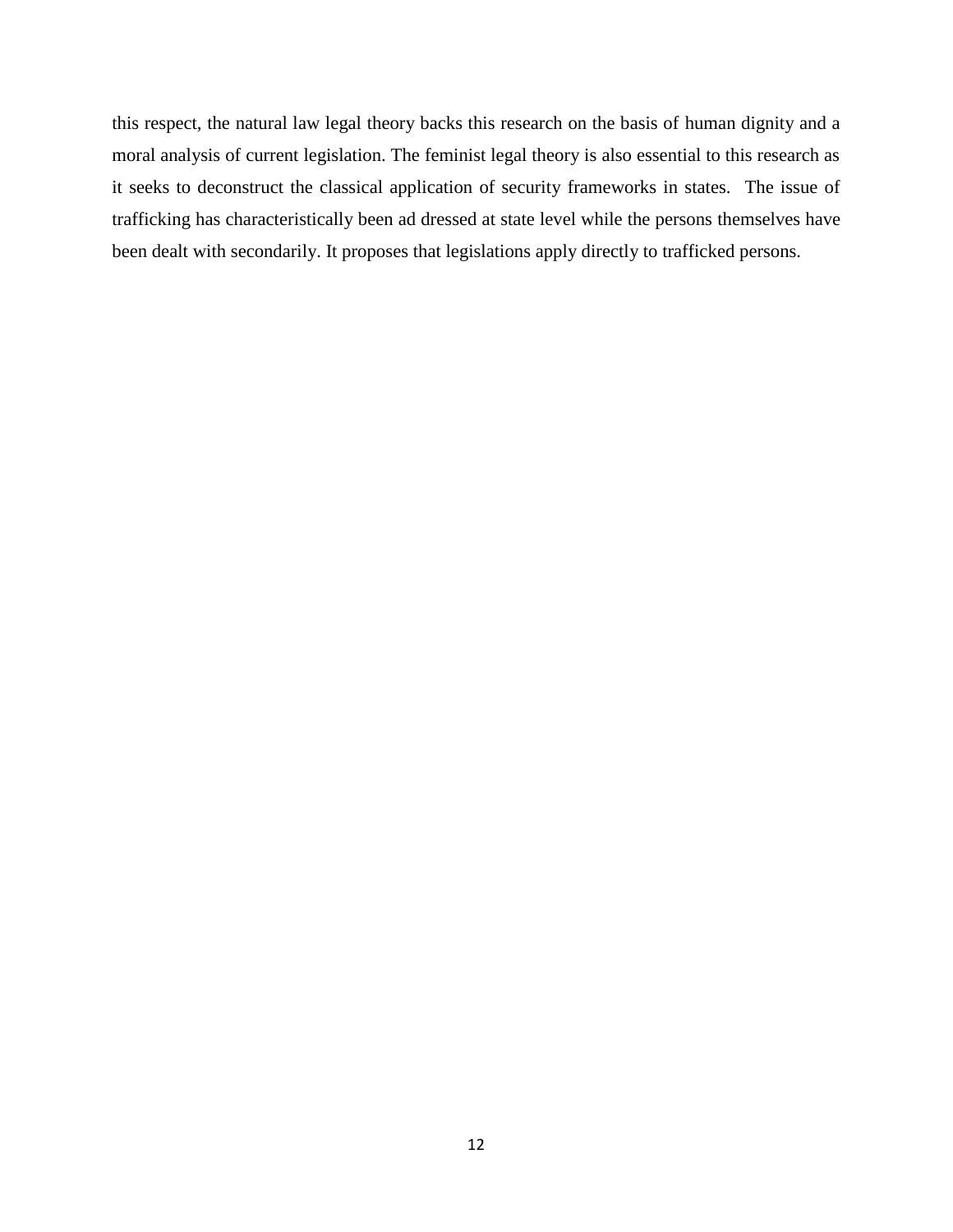this respect, the natural law legal theory backs this research on the basis of human dignity and a moral analysis of current legislation. The feminist legal theory is also essential to this research as it seeks to deconstruct the classical application of security frameworks in states. The issue of trafficking has characteristically been ad dressed at state level while the persons themselves have been dealt with secondarily. It proposes that legislations apply directly to trafficked persons.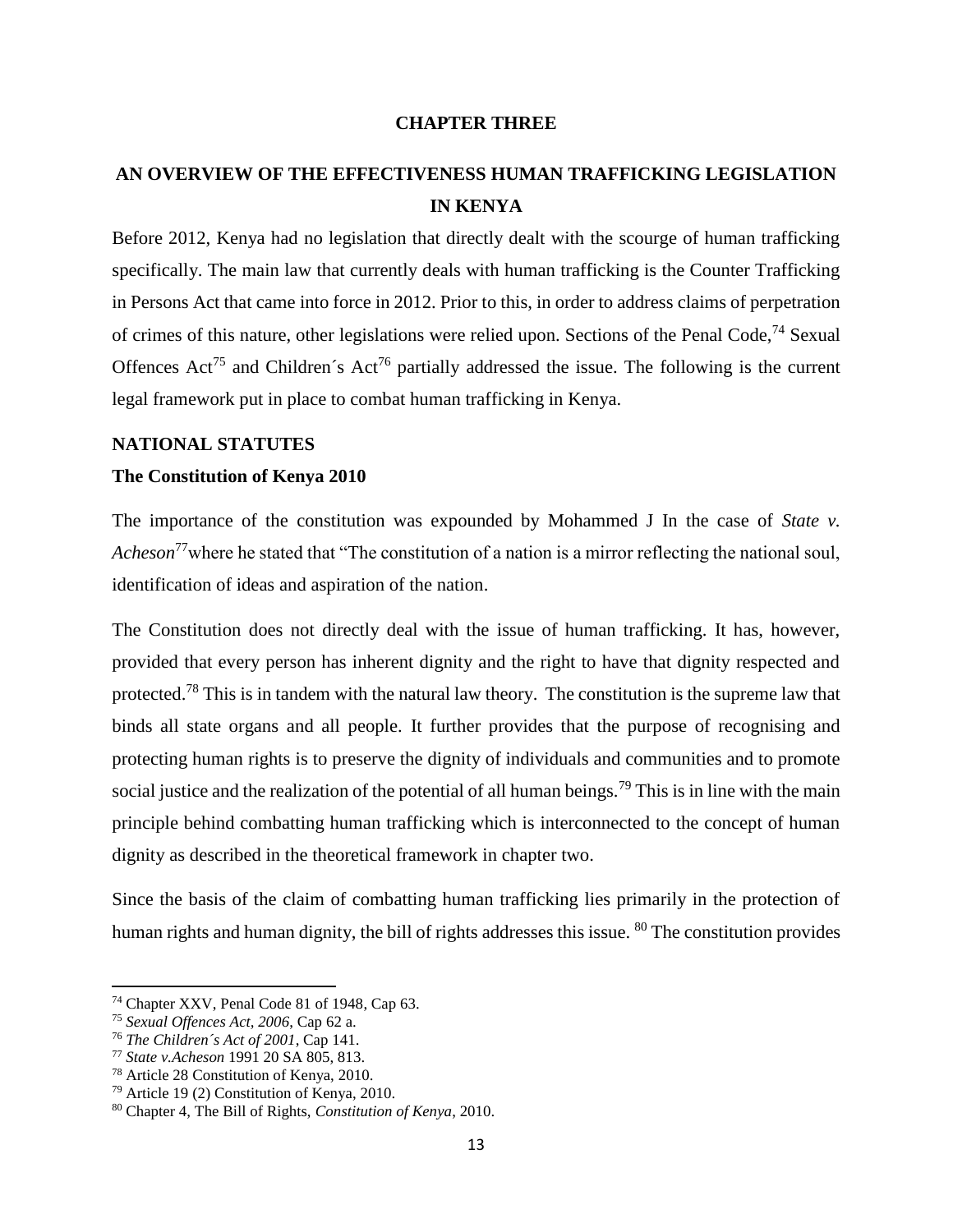# CHAPTER THREE

## AN OVERVIEW OF THE EFFECTIVENESS HUMAN TRAFFICKING LEGISLATION IN KENYA

Before 2012, Kenya had no legislation that directly dealt with the scourge of human trafficking specifically. The main law that currently deals with human trafficking is the Counter Trafficking in Persons Act that came into force in 2012. Prior to this, in order to address claims of perpetration of crimes of this nature, other legislations were relied upon. Sections of the Penal Code,[74] Sexual Offences Act[75] and Children´s Act[76] partially addressed the issue. The following is the current legal framework put in place to combat human trafficking in Kenya.

### NATIONAL STATUTES

### The Constitution of Kenya 2010

The importance of the constitution was expounded by Mohammed J In the case of *State v. Acheson*[77]where he stated that "The constitution of a nation is a mirror reflecting the national soul, identification of ideas and aspiration of the nation.

The Constitution does not directly deal with the issue of human trafficking. It has, however, provided that every person has inherent dignity and the right to have that dignity respected and protected.[78] This is in tandem with the natural law theory. The constitution is the supreme law that binds all state organs and all people. It further provides that the purpose of recognising and protecting human rights is to preserve the dignity of individuals and communities and to promote social justice and the realization of the potential of all human beings.[79] This is in line with the main principle behind combatting human trafficking which is interconnected to the concept of human dignity as described in the theoretical framework in chapter two.

Since the basis of the claim of combatting human trafficking lies primarily in the protection of human rights and human dignity, the bill of rights addresses this issue. [80] The constitution provides

---

[74] Chapter XXV, Penal Code 81 of 1948, Cap 63.

[75] *Sexual Offences Act, 2006*, Cap 62 a.

[76] *The Children´s Act of 2001*, Cap 141.

[77] *State v.Acheson* 1991 20 SA 805, 813.

[78] Article 28 Constitution of Kenya, 2010.

[79] Article 19 (2) Constitution of Kenya, 2010.

[80] Chapter 4, The Bill of Rights, *Constitution of Kenya*, 2010.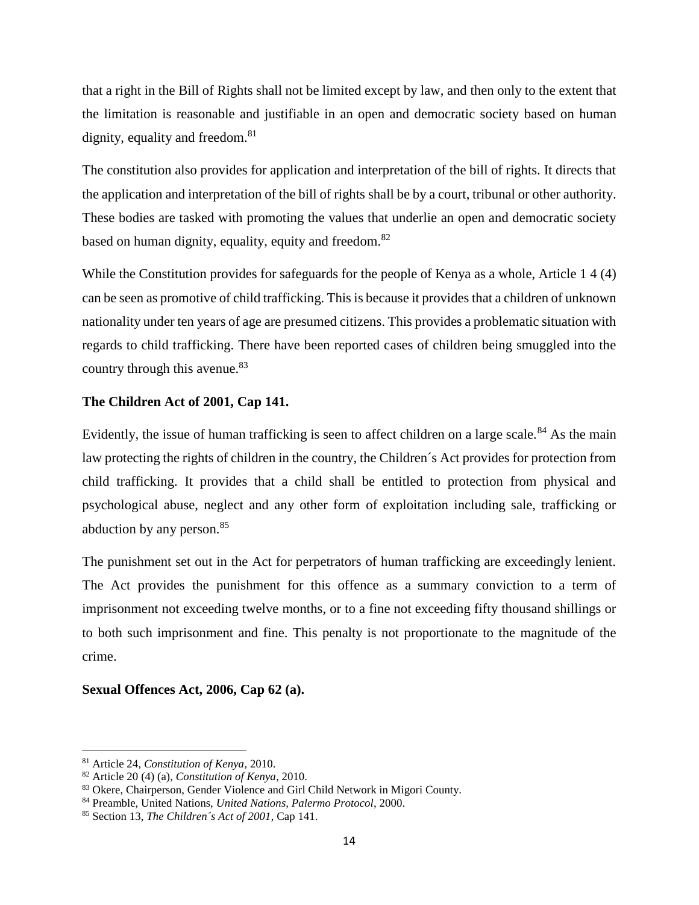that a right in the Bill of Rights shall not be limited except by law, and then only to the extent that the limitation is reasonable and justifiable in an open and democratic society based on human dignity, equality and freedom.[81]

The constitution also provides for application and interpretation of the bill of rights. It directs that the application and interpretation of the bill of rights shall be by a court, tribunal or other authority. These bodies are tasked with promoting the values that underlie an open and democratic society based on human dignity, equality, equity and freedom.[82]

While the Constitution provides for safeguards for the people of Kenya as a whole, Article 1 4 (4) can be seen as promotive of child trafficking. This is because it provides that a children of unknown nationality under ten years of age are presumed citizens. This provides a problematic situation with regards to child trafficking. There have been reported cases of children being smuggled into the country through this avenue.[83]

**The Children Act of 2001, Cap 141.**

Evidently, the issue of human trafficking is seen to affect children on a large scale.[84] As the main law protecting the rights of children in the country, the Children´s Act provides for protection from child trafficking. It provides that a child shall be entitled to protection from physical and psychological abuse, neglect and any other form of exploitation including sale, trafficking or abduction by any person.[85]

The punishment set out in the Act for perpetrators of human trafficking are exceedingly lenient. The Act provides the punishment for this offence as a summary conviction to a term of imprisonment not exceeding twelve months, or to a fine not exceeding fifty thousand shillings or to both such imprisonment and fine. This penalty is not proportionate to the magnitude of the crime.

**Sexual Offences Act, 2006, Cap 62 (a).**

---

[81] Article 24, *Constitution of Kenya*, 2010.

[82] Article 20 (4) (a), *Constitution of Kenya*, 2010.

[83] Okere, Chairperson, Gender Violence and Girl Child Network in Migori County.

[84] Preamble, United Nations, *United Nations, Palermo Protocol*, 2000.

[85] Section 13, *The Children´s Act of 2001*, Cap 141.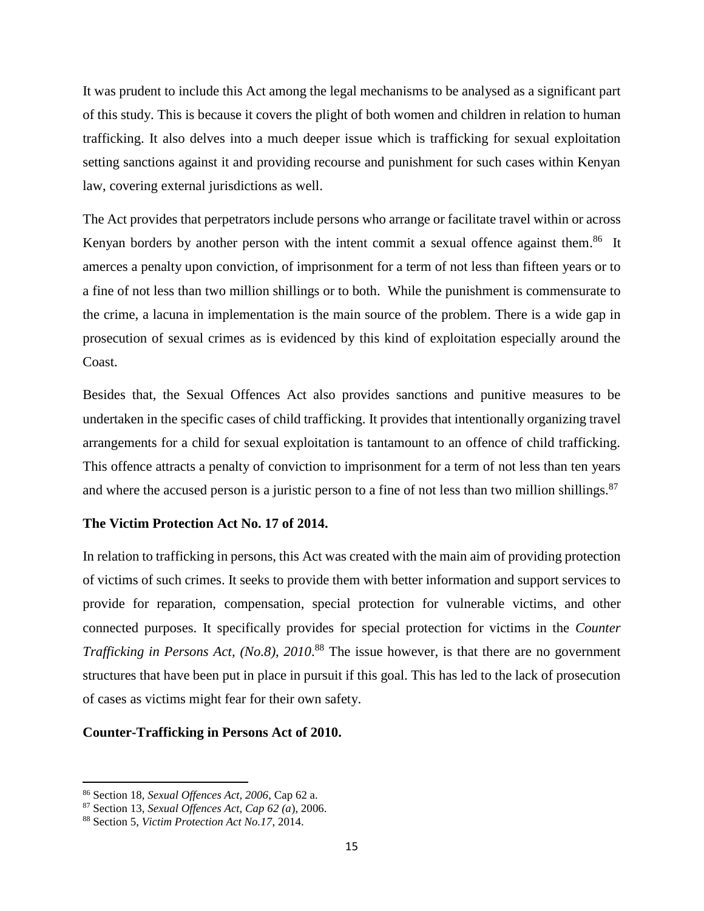It was prudent to include this Act among the legal mechanisms to be analysed as a significant part of this study. This is because it covers the plight of both women and children in relation to human trafficking. It also delves into a much deeper issue which is trafficking for sexual exploitation setting sanctions against it and providing recourse and punishment for such cases within Kenyan law, covering external jurisdictions as well.

The Act provides that perpetrators include persons who arrange or facilitate travel within or across Kenyan borders by another person with the intent commit a sexual offence against them.[86] It amerces a penalty upon conviction, of imprisonment for a term of not less than fifteen years or to a fine of not less than two million shillings or to both. While the punishment is commensurate to the crime, a lacuna in implementation is the main source of the problem. There is a wide gap in prosecution of sexual crimes as is evidenced by this kind of exploitation especially around the Coast.

Besides that, the Sexual Offences Act also provides sanctions and punitive measures to be undertaken in the specific cases of child trafficking. It provides that intentionally organizing travel arrangements for a child for sexual exploitation is tantamount to an offence of child trafficking. This offence attracts a penalty of conviction to imprisonment for a term of not less than ten years and where the accused person is a juristic person to a fine of not less than two million shillings.[87]

**The Victim Protection Act No. 17 of 2014.**

In relation to trafficking in persons, this Act was created with the main aim of providing protection of victims of such crimes. It seeks to provide them with better information and support services to provide for reparation, compensation, special protection for vulnerable victims, and other connected purposes. It specifically provides for special protection for victims in the *Counter Trafficking in Persons Act, (No.8), 2010*.[88] The issue however, is that there are no government structures that have been put in place in pursuit if this goal. This has led to the lack of prosecution of cases as victims might fear for their own safety.

**Counter-Trafficking in Persons Act of 2010.**

---

[86] Section 18, *Sexual Offences Act, 2006*, Cap 62 a.

[87] Section 13, *Sexual Offences Act, Cap 62 (a*), 2006.

[88] Section 5, *Victim Protection Act No.17*, 2014.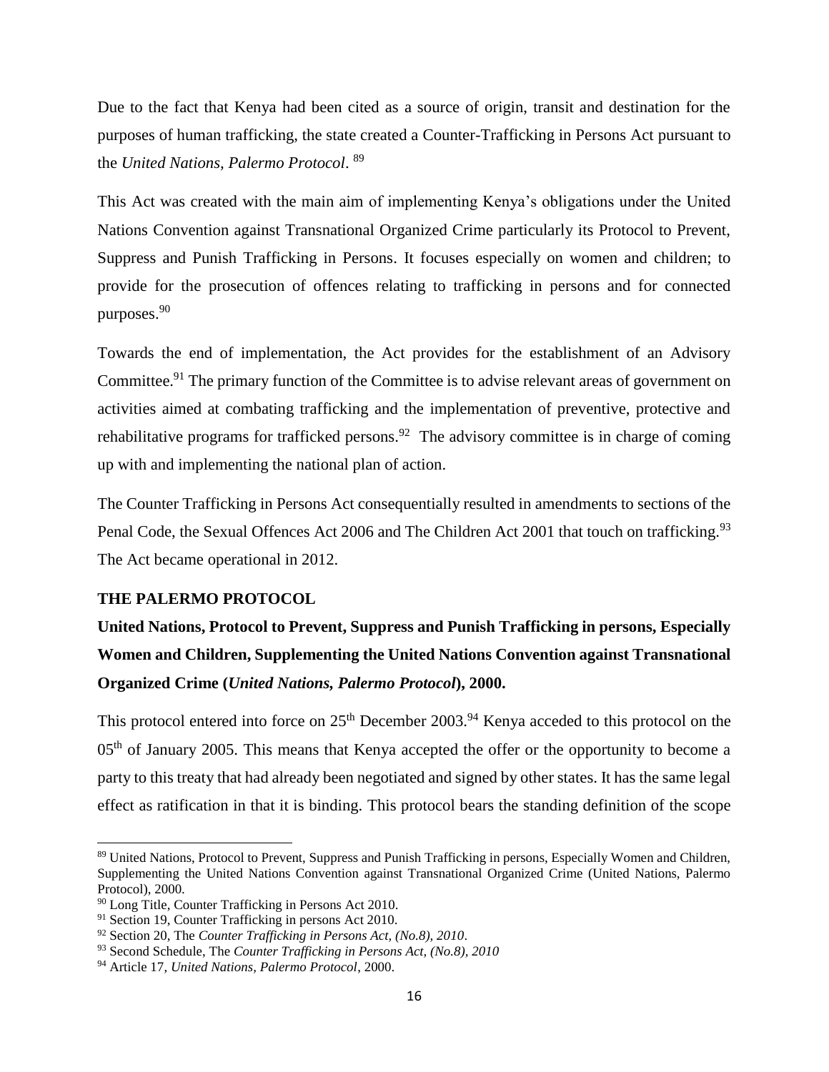Due to the fact that Kenya had been cited as a source of origin, transit and destination for the purposes of human trafficking, the state created a Counter-Trafficking in Persons Act pursuant to the *United Nations, Palermo Protocol*. [89]

This Act was created with the main aim of implementing Kenya's obligations under the United Nations Convention against Transnational Organized Crime particularly its Protocol to Prevent, Suppress and Punish Trafficking in Persons. It focuses especially on women and children; to provide for the prosecution of offences relating to trafficking in persons and for connected purposes.[90]

Towards the end of implementation, the Act provides for the establishment of an Advisory Committee.[91] The primary function of the Committee is to advise relevant areas of government on activities aimed at combating trafficking and the implementation of preventive, protective and rehabilitative programs for trafficked persons.[92] The advisory committee is in charge of coming up with and implementing the national plan of action.

The Counter Trafficking in Persons Act consequentially resulted in amendments to sections of the Penal Code, the Sexual Offences Act 2006 and The Children Act 2001 that touch on trafficking.[93] The Act became operational in 2012.

**THE PALERMO PROTOCOL**

**United Nations, Protocol to Prevent, Suppress and Punish Trafficking in persons, Especially Women and Children, Supplementing the United Nations Convention against Transnational Organized Crime (*United Nations, Palermo Protocol*), 2000.**

This protocol entered into force on 25th December 2003.[94] Kenya acceded to this protocol on the 05th of January 2005. This means that Kenya accepted the offer or the opportunity to become a party to this treaty that had already been negotiated and signed by other states. It has the same legal effect as ratification in that it is binding. This protocol bears the standing definition of the scope

---

[89] United Nations, Protocol to Prevent, Suppress and Punish Trafficking in persons, Especially Women and Children, Supplementing the United Nations Convention against Transnational Organized Crime (United Nations, Palermo Protocol), 2000.

[90] Long Title, Counter Trafficking in Persons Act 2010.

[91] Section 19, Counter Trafficking in persons Act 2010.

[92] Section 20, The *Counter Trafficking in Persons Act, (No.8), 2010*.

[93] Second Schedule, The *Counter Trafficking in Persons Act, (No.8), 2010*

[94] Article 17, *United Nations, Palermo Protocol*, 2000.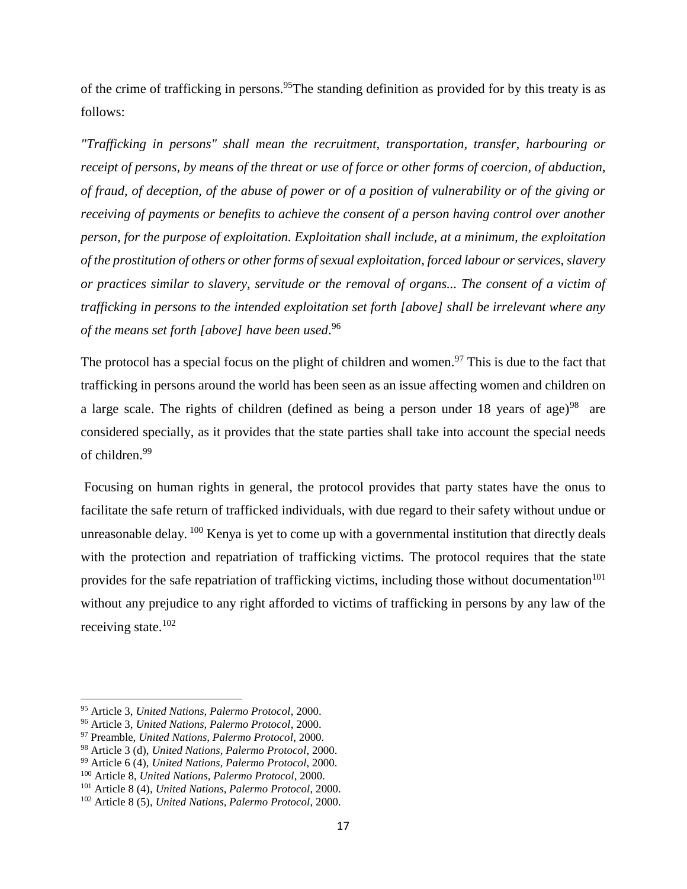of the crime of trafficking in persons.[95]The standing definition as provided for by this treaty is as follows:

*"Trafficking in persons" shall mean the recruitment, transportation, transfer, harbouring or receipt of persons, by means of the threat or use of force or other forms of coercion, of abduction, of fraud, of deception, of the abuse of power or of a position of vulnerability or of the giving or receiving of payments or benefits to achieve the consent of a person having control over another person, for the purpose of exploitation. Exploitation shall include, at a minimum, the exploitation of the prostitution of others or other forms of sexual exploitation, forced labour or services, slavery or practices similar to slavery, servitude or the removal of organs... The consent of a victim of trafficking in persons to the intended exploitation set forth [above] shall be irrelevant where any of the means set forth [above] have been used*.[96]

The protocol has a special focus on the plight of children and women.[97] This is due to the fact that trafficking in persons around the world has been seen as an issue affecting women and children on a large scale. The rights of children (defined as being a person under 18 years of age)[98] are considered specially, as it provides that the state parties shall take into account the special needs of children.[99]

Focusing on human rights in general, the protocol provides that party states have the onus to facilitate the safe return of trafficked individuals, with due regard to their safety without undue or unreasonable delay. [100] Kenya is yet to come up with a governmental institution that directly deals with the protection and repatriation of trafficking victims. The protocol requires that the state provides for the safe repatriation of trafficking victims, including those without documentation[101] without any prejudice to any right afforded to victims of trafficking in persons by any law of the receiving state.[102]

---

[95] Article 3, *United Nations, Palermo Protocol*, 2000.

[96] Article 3, *United Nations, Palermo Protocol*, 2000.

[97] Preamble, *United Nations, Palermo Protocol*, 2000.

[98] Article 3 (d), *United Nations, Palermo Protocol*, 2000.

[99] Article 6 (4), *United Nations, Palermo Protocol*, 2000.

[100] Article 8, *United Nations, Palermo Protocol*, 2000.

[101] Article 8 (4), *United Nations, Palermo Protocol*, 2000.

[102] Article 8 (5), *United Nations, Palermo Protocol*, 2000.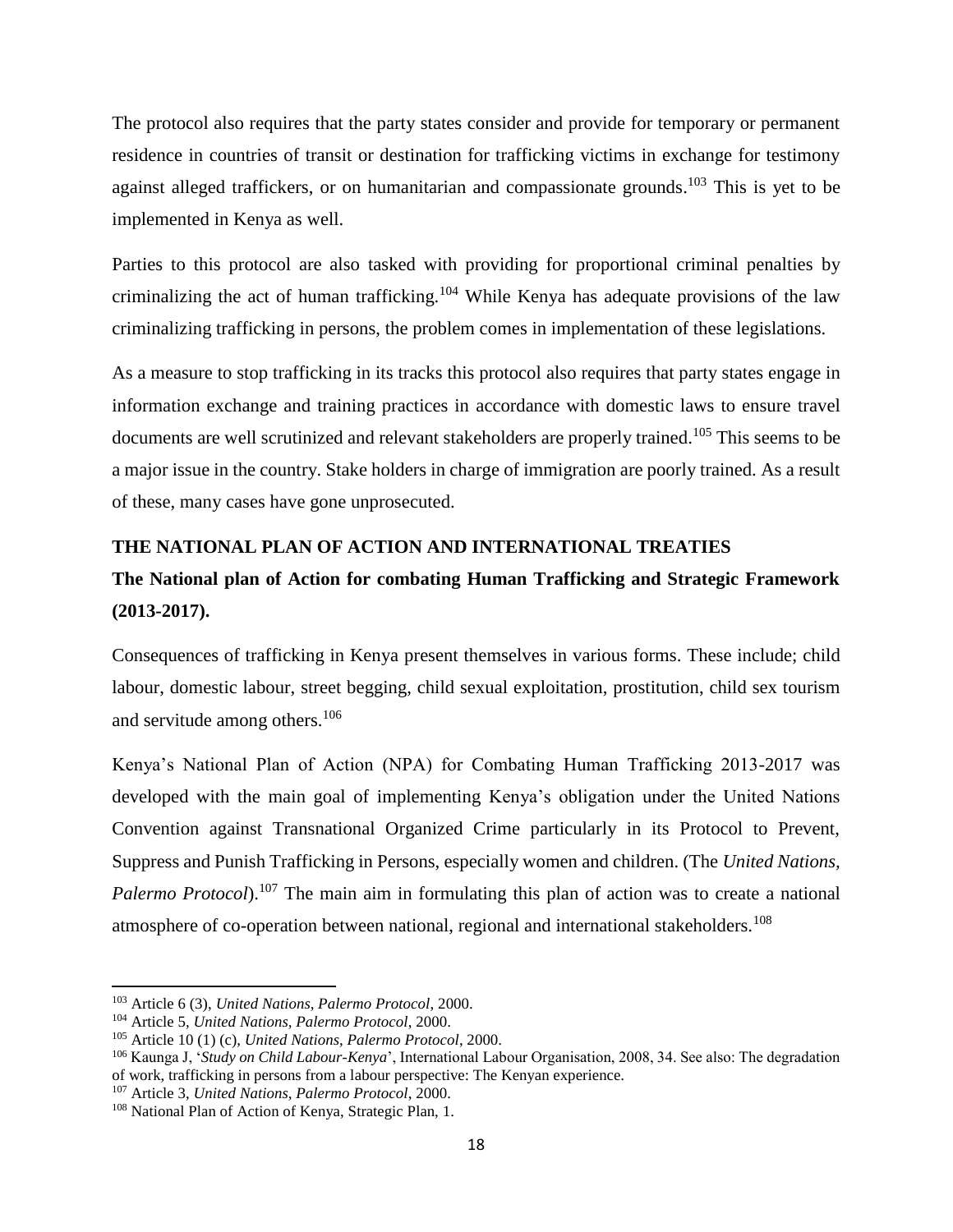The protocol also requires that the party states consider and provide for temporary or permanent residence in countries of transit or destination for trafficking victims in exchange for testimony against alleged traffickers, or on humanitarian and compassionate grounds.[103] This is yet to be implemented in Kenya as well.

Parties to this protocol are also tasked with providing for proportional criminal penalties by criminalizing the act of human trafficking.[104] While Kenya has adequate provisions of the law criminalizing trafficking in persons, the problem comes in implementation of these legislations.

As a measure to stop trafficking in its tracks this protocol also requires that party states engage in information exchange and training practices in accordance with domestic laws to ensure travel documents are well scrutinized and relevant stakeholders are properly trained.[105] This seems to be a major issue in the country. Stake holders in charge of immigration are poorly trained. As a result of these, many cases have gone unprosecuted.

## THE NATIONAL PLAN OF ACTION AND INTERNATIONAL TREATIES

### The National plan of Action for combating Human Trafficking and Strategic Framework (2013-2017).

Consequences of trafficking in Kenya present themselves in various forms. These include; child labour, domestic labour, street begging, child sexual exploitation, prostitution, child sex tourism and servitude among others.[106]

Kenya's National Plan of Action (NPA) for Combating Human Trafficking 2013-2017 was developed with the main goal of implementing Kenya's obligation under the United Nations Convention against Transnational Organized Crime particularly in its Protocol to Prevent, Suppress and Punish Trafficking in Persons, especially women and children. (The *United Nations, Palermo Protocol*).[107] The main aim in formulating this plan of action was to create a national atmosphere of co-operation between national, regional and international stakeholders.[108]

---

[103] Article 6 (3), *United Nations, Palermo Protocol*, 2000.

[104] Article 5, *United Nations, Palermo Protocol*, 2000.

[105] Article 10 (1) (c), *United Nations, Palermo Protocol*, 2000.

[106] Kaunga J, '*Study on Child Labour-Kenya*', International Labour Organisation, 2008, 34. See also: The degradation of work, trafficking in persons from a labour perspective: The Kenyan experience.

[107] Article 3, *United Nations, Palermo Protocol*, 2000.

[108] National Plan of Action of Kenya, Strategic Plan, 1.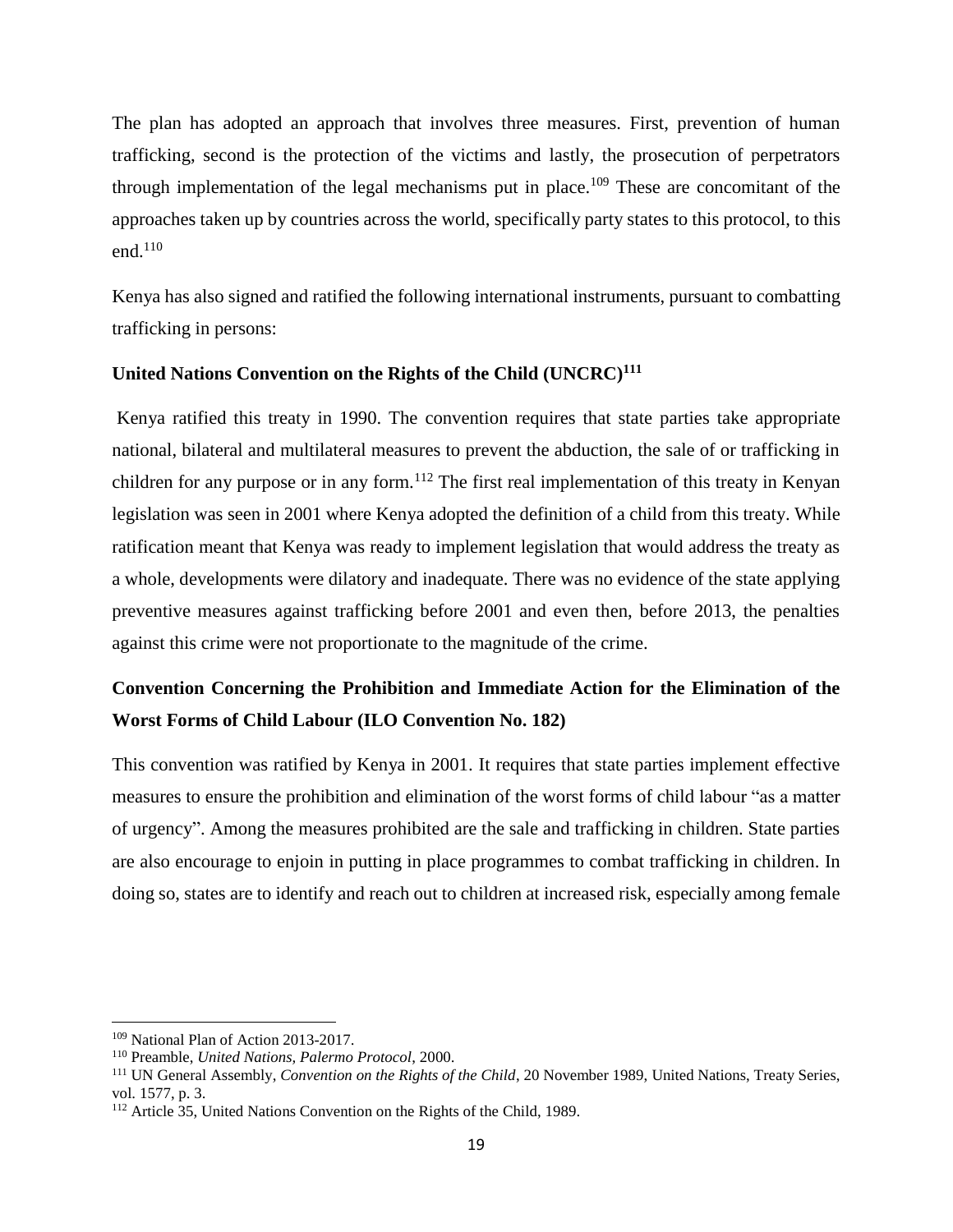The plan has adopted an approach that involves three measures. First, prevention of human trafficking, second is the protection of the victims and lastly, the prosecution of perpetrators through implementation of the legal mechanisms put in place.[109] These are concomitant of the approaches taken up by countries across the world, specifically party states to this protocol, to this end.[110]

Kenya has also signed and ratified the following international instruments, pursuant to combatting trafficking in persons:

**United Nations Convention on the Rights of the Child (UNCRC)[111]**

Kenya ratified this treaty in 1990. The convention requires that state parties take appropriate national, bilateral and multilateral measures to prevent the abduction, the sale of or trafficking in children for any purpose or in any form.[112] The first real implementation of this treaty in Kenyan legislation was seen in 2001 where Kenya adopted the definition of a child from this treaty. While ratification meant that Kenya was ready to implement legislation that would address the treaty as a whole, developments were dilatory and inadequate. There was no evidence of the state applying preventive measures against trafficking before 2001 and even then, before 2013, the penalties against this crime were not proportionate to the magnitude of the crime.

**Convention Concerning the Prohibition and Immediate Action for the Elimination of the Worst Forms of Child Labour (ILO Convention No. 182)**

This convention was ratified by Kenya in 2001. It requires that state parties implement effective measures to ensure the prohibition and elimination of the worst forms of child labour "as a matter of urgency". Among the measures prohibited are the sale and trafficking in children. State parties are also encourage to enjoin in putting in place programmes to combat trafficking in children. In doing so, states are to identify and reach out to children at increased risk, especially among female

---

[109] National Plan of Action 2013-2017.

[110] Preamble, *United Nations, Palermo Protocol*, 2000.

[111] UN General Assembly, *Convention on the Rights of the Child*, 20 November 1989, United Nations, Treaty Series, vol. 1577, p. 3.

[112] Article 35, United Nations Convention on the Rights of the Child, 1989.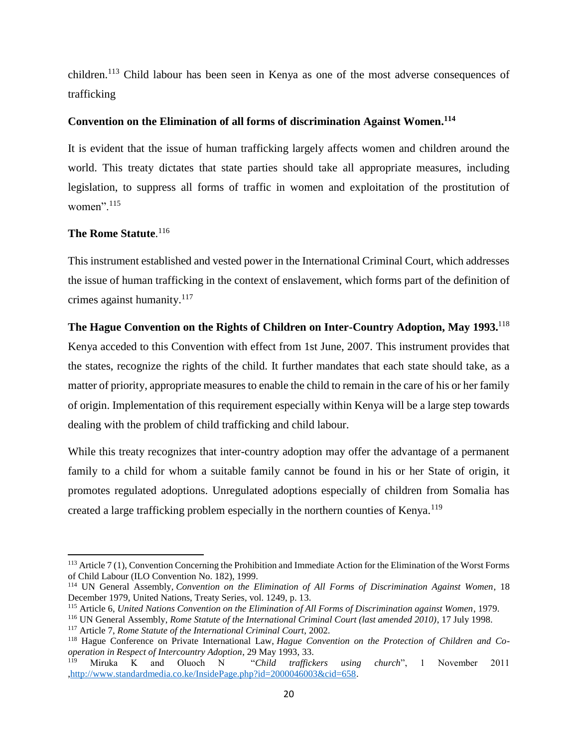children.[113] Child labour has been seen in Kenya as one of the most adverse consequences of trafficking

**Convention on the Elimination of all forms of discrimination Against Women.[114]**

It is evident that the issue of human trafficking largely affects women and children around the world. This treaty dictates that state parties should take all appropriate measures, including legislation, to suppress all forms of traffic in women and exploitation of the prostitution of women".[115]

**The Rome Statute**.[116]

This instrument established and vested power in the International Criminal Court, which addresses the issue of human trafficking in the context of enslavement, which forms part of the definition of crimes against humanity.[117]

**The Hague Convention on the Rights of Children on Inter-Country Adoption, May 1993.**[118]

Kenya acceded to this Convention with effect from 1st June, 2007. This instrument provides that the states, recognize the rights of the child. It further mandates that each state should take, as a matter of priority, appropriate measures to enable the child to remain in the care of his or her family of origin. Implementation of this requirement especially within Kenya will be a large step towards dealing with the problem of child trafficking and child labour.

While this treaty recognizes that inter-country adoption may offer the advantage of a permanent family to a child for whom a suitable family cannot be found in his or her State of origin, it promotes regulated adoptions. Unregulated adoptions especially of children from Somalia has created a large trafficking problem especially in the northern counties of Kenya.[119]

---

[113] Article 7 (1), Convention Concerning the Prohibition and Immediate Action for the Elimination of the Worst Forms of Child Labour (ILO Convention No. 182), 1999.

[114] UN General Assembly, *Convention on the Elimination of All Forms of Discrimination Against Women*, 18 December 1979, United Nations, Treaty Series, vol. 1249, p. 13.

[115] Article 6, *United Nations Convention on the Elimination of All Forms of Discrimination against Women*, 1979.

[116] UN General Assembly, *Rome Statute of the International Criminal Court (last amended 2010)*, 17 July 1998.

[117] Article 7, *Rome Statute of the International Criminal Court*, 2002.

[118] Hague Conference on Private International Law, *Hague Convention on the Protection of Children and Co-operation in Respect of Intercountry Adoption*, 29 May 1993, 33.

[119] Miruka K and Oluoch N "*Child traffickers using church*", 1 November 2011 ,http://www.standardmedia.co.ke/InsidePage.php?id=2000046003&cid=658.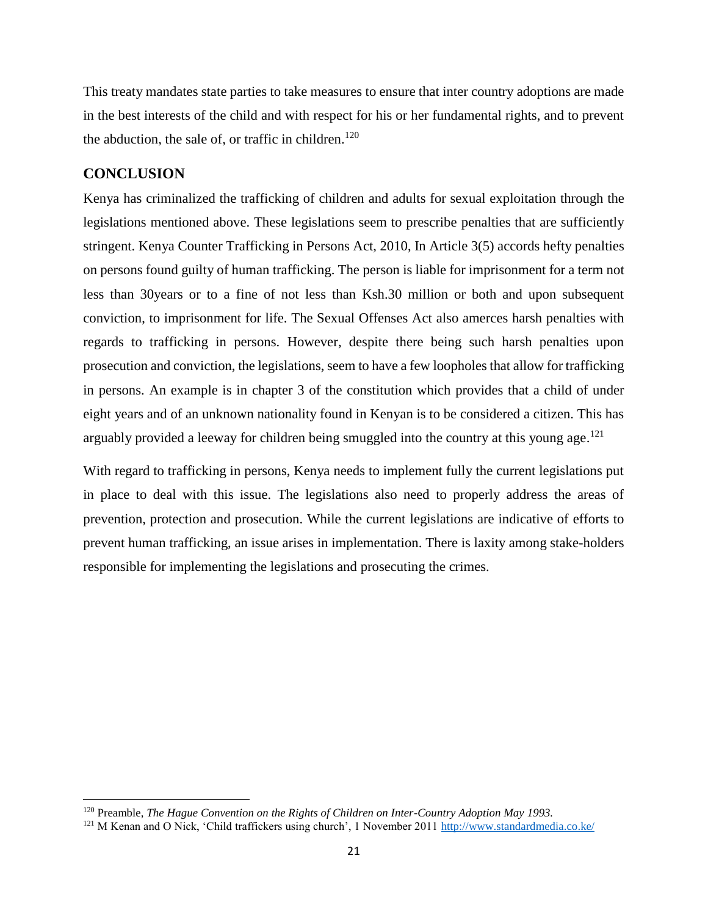This treaty mandates state parties to take measures to ensure that inter country adoptions are made in the best interests of the child and with respect for his or her fundamental rights, and to prevent the abduction, the sale of, or traffic in children.[120]

## CONCLUSION

Kenya has criminalized the trafficking of children and adults for sexual exploitation through the legislations mentioned above. These legislations seem to prescribe penalties that are sufficiently stringent. Kenya Counter Trafficking in Persons Act, 2010, In Article 3(5) accords hefty penalties on persons found guilty of human trafficking. The person is liable for imprisonment for a term not less than 30years or to a fine of not less than Ksh.30 million or both and upon subsequent conviction, to imprisonment for life. The Sexual Offenses Act also amerces harsh penalties with regards to trafficking in persons. However, despite there being such harsh penalties upon prosecution and conviction, the legislations, seem to have a few loopholes that allow for trafficking in persons. An example is in chapter 3 of the constitution which provides that a child of under eight years and of an unknown nationality found in Kenyan is to be considered a citizen. This has arguably provided a leeway for children being smuggled into the country at this young age.[121]

With regard to trafficking in persons, Kenya needs to implement fully the current legislations put in place to deal with this issue. The legislations also need to properly address the areas of prevention, protection and prosecution. While the current legislations are indicative of efforts to prevent human trafficking, an issue arises in implementation. There is laxity among stake-holders responsible for implementing the legislations and prosecuting the crimes.

---

[120] Preamble, *The Hague Convention on the Rights of Children on Inter-Country Adoption May 1993.*

[121] M Kenan and O Nick, 'Child traffickers using church', 1 November 2011 http://www.standardmedia.co.ke/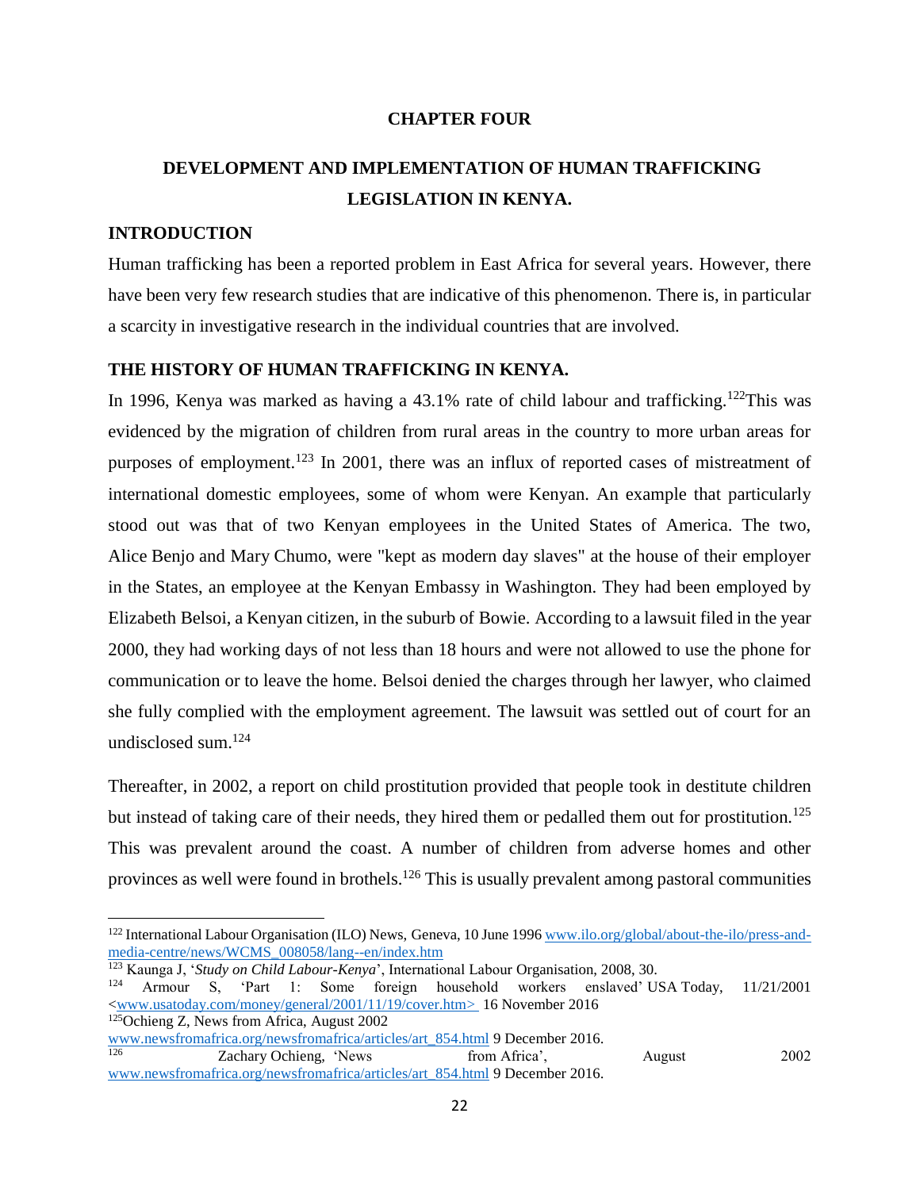# CHAPTER FOUR

# DEVELOPMENT AND IMPLEMENTATION OF HUMAN TRAFFICKING LEGISLATION IN KENYA.

## INTRODUCTION

Human trafficking has been a reported problem in East Africa for several years. However, there have been very few research studies that are indicative of this phenomenon. There is, in particular a scarcity in investigative research in the individual countries that are involved.

## THE HISTORY OF HUMAN TRAFFICKING IN KENYA.

In 1996, Kenya was marked as having a 43.1% rate of child labour and trafficking.[122]This was evidenced by the migration of children from rural areas in the country to more urban areas for purposes of employment.[123] In 2001, there was an influx of reported cases of mistreatment of international domestic employees, some of whom were Kenyan. An example that particularly stood out was that of two Kenyan employees in the United States of America. The two, Alice Benjo and Mary Chumo, were "kept as modern day slaves" at the house of their employer in the States, an employee at the Kenyan Embassy in Washington. They had been employed by Elizabeth Belsoi, a Kenyan citizen, in the suburb of Bowie. According to a lawsuit filed in the year 2000, they had working days of not less than 18 hours and were not allowed to use the phone for communication or to leave the home. Belsoi denied the charges through her lawyer, who claimed she fully complied with the employment agreement. The lawsuit was settled out of court for an undisclosed sum.[124]

Thereafter, in 2002, a report on child prostitution provided that people took in destitute children but instead of taking care of their needs, they hired them or pedalled them out for prostitution.[125] This was prevalent around the coast. A number of children from adverse homes and other provinces as well were found in brothels.[126] This is usually prevalent among pastoral communities

---

[122] International Labour Organisation (ILO) News, Geneva, 10 June 1996 www.ilo.org/global/about-the-ilo/press-and-media-centre/news/WCMS_008058/lang--en/index.htm

[123] Kaunga J, '*Study on Child Labour-Kenya*', International Labour Organisation, 2008, 30.

[124] Armour S, 'Part 1: Some foreign household workers enslaved' USA Today, 11/21/2001 <www.usatoday.com/money/general/2001/11/19/cover.htm> 16 November 2016

[125] Ochieng Z, News from Africa, August 2002 www.newsfromafrica.org/newsfromafrica/articles/art_854.html 9 December 2016.

[126] Zachary Ochieng, 'News from Africa', August 2002 www.newsfromafrica.org/newsfromafrica/articles/art_854.html 9 December 2016.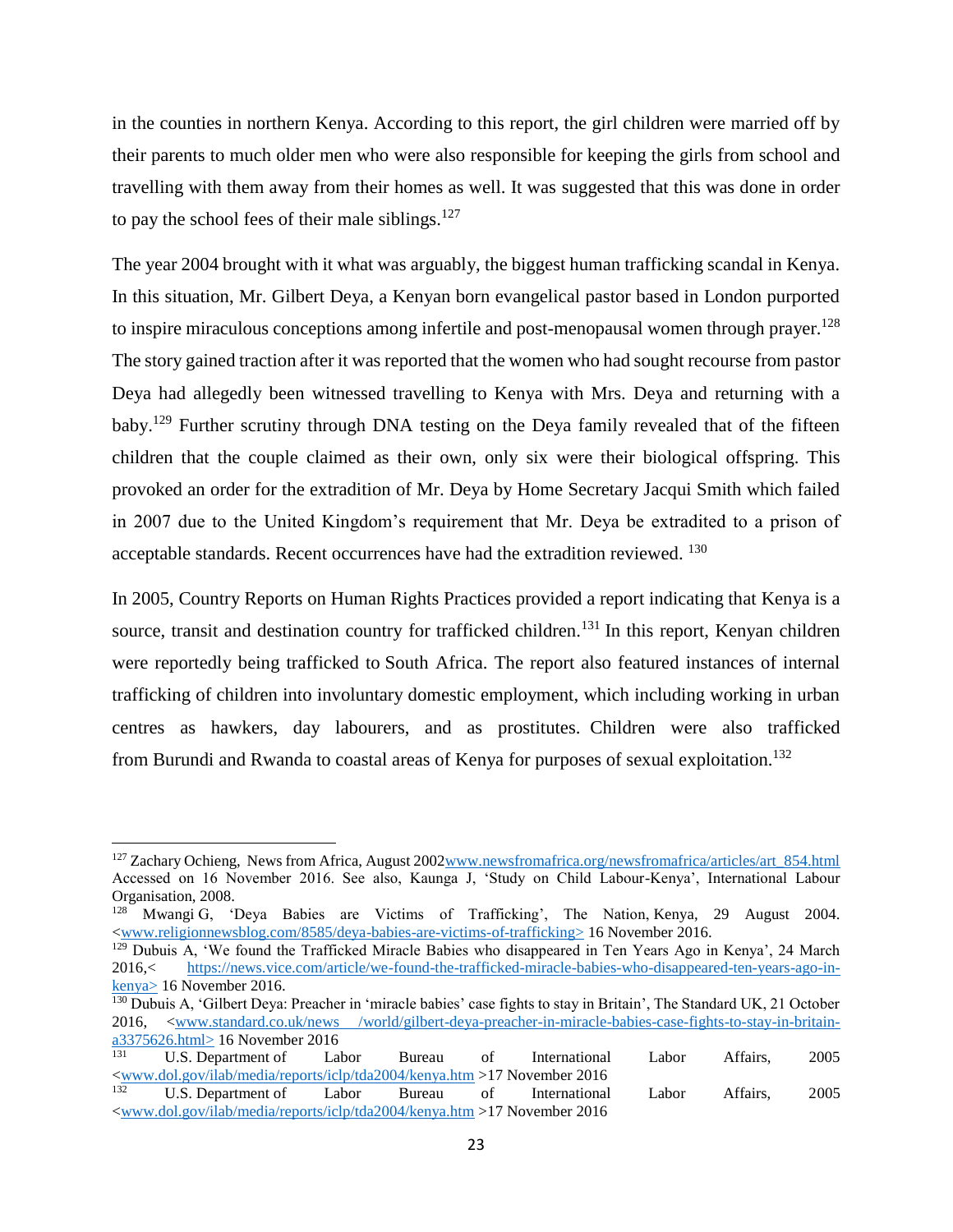in the counties in northern Kenya. According to this report, the girl children were married off by their parents to much older men who were also responsible for keeping the girls from school and travelling with them away from their homes as well. It was suggested that this was done in order to pay the school fees of their male siblings.[127]

The year 2004 brought with it what was arguably, the biggest human trafficking scandal in Kenya. In this situation, Mr. Gilbert Deya, a Kenyan born evangelical pastor based in London purported to inspire miraculous conceptions among infertile and post-menopausal women through prayer.[128] The story gained traction after it was reported that the women who had sought recourse from pastor Deya had allegedly been witnessed travelling to Kenya with Mrs. Deya and returning with a baby.[129] Further scrutiny through DNA testing on the Deya family revealed that of the fifteen children that the couple claimed as their own, only six were their biological offspring. This provoked an order for the extradition of Mr. Deya by Home Secretary Jacqui Smith which failed in 2007 due to the United Kingdom's requirement that Mr. Deya be extradited to a prison of acceptable standards. Recent occurrences have had the extradition reviewed. [130]

In 2005, Country Reports on Human Rights Practices provided a report indicating that Kenya is a source, transit and destination country for trafficked children.[131] In this report, Kenyan children were reportedly being trafficked to South Africa. The report also featured instances of internal trafficking of children into involuntary domestic employment, which including working in urban centres as hawkers, day labourers, and as prostitutes. Children were also trafficked from Burundi and Rwanda to coastal areas of Kenya for purposes of sexual exploitation.[132]

---

[127] Zachary Ochieng, News from Africa, August 2002www.newsfromafrica.org/newsfromafrica/articles/art_854.html Accessed on 16 November 2016. See also, Kaunga J, 'Study on Child Labour-Kenya', International Labour Organisation, 2008.

[128] Mwangi G, 'Deya Babies are Victims of Trafficking', The Nation, Kenya, 29 August 2004. <www.religionnewsblog.com/8585/deya-babies-are-victims-of-trafficking> 16 November 2016.

[129] Dubuis A, 'We found the Trafficked Miracle Babies who disappeared in Ten Years Ago in Kenya', 24 March 2016,< https://news.vice.com/article/we-found-the-trafficked-miracle-babies-who-disappeared-ten-years-ago-in-kenya> 16 November 2016.

[130] Dubuis A, 'Gilbert Deya: Preacher in 'miracle babies' case fights to stay in Britain', The Standard UK, 21 October 2016, <www.standard.co.uk/news /world/gilbert-deya-preacher-in-miracle-babies-case-fights-to-stay-in-britain-a3375626.html> 16 November 2016

[131] U.S. Department of Labor Bureau of International Labor Affairs, 2005 <www.dol.gov/ilab/media/reports/iclp/tda2004/kenya.htm >17 November 2016

[132] U.S. Department of Labor Bureau of International Labor Affairs, 2005 <www.dol.gov/ilab/media/reports/iclp/tda2004/kenya.htm >17 November 2016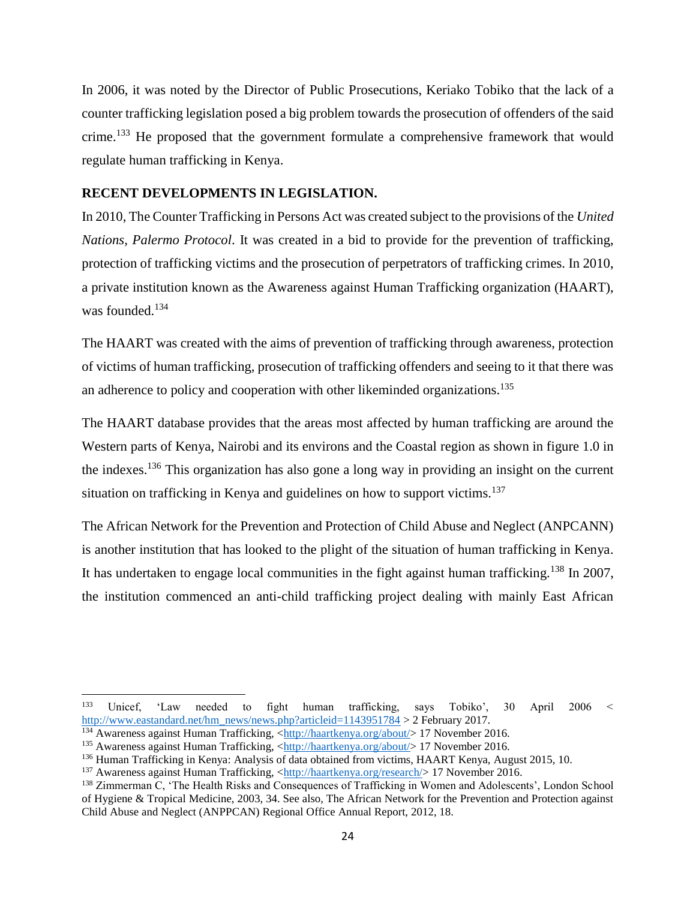In 2006, it was noted by the Director of Public Prosecutions, Keriako Tobiko that the lack of a counter trafficking legislation posed a big problem towards the prosecution of offenders of the said crime.[133] He proposed that the government formulate a comprehensive framework that would regulate human trafficking in Kenya.

**RECENT DEVELOPMENTS IN LEGISLATION.**

In 2010, The Counter Trafficking in Persons Act was created subject to the provisions of the *United Nations, Palermo Protocol*. It was created in a bid to provide for the prevention of trafficking, protection of trafficking victims and the prosecution of perpetrators of trafficking crimes. In 2010, a private institution known as the Awareness against Human Trafficking organization (HAART), was founded.[134]

The HAART was created with the aims of prevention of trafficking through awareness, protection of victims of human trafficking, prosecution of trafficking offenders and seeing to it that there was an adherence to policy and cooperation with other likeminded organizations.[135]

The HAART database provides that the areas most affected by human trafficking are around the Western parts of Kenya, Nairobi and its environs and the Coastal region as shown in figure 1.0 in the indexes.[136] This organization has also gone a long way in providing an insight on the current situation on trafficking in Kenya and guidelines on how to support victims.[137]

The African Network for the Prevention and Protection of Child Abuse and Neglect (ANPCANN) is another institution that has looked to the plight of the situation of human trafficking in Kenya. It has undertaken to engage local communities in the fight against human trafficking.[138] In 2007, the institution commenced an anti-child trafficking project dealing with mainly East African

---

[133] Unicef, 'Law needed to fight human trafficking, says Tobiko', 30 April 2006 < http://www.eastandard.net/hm_news/news.php?articleid=1143951784 > 2 February 2017.

[134] Awareness against Human Trafficking, <http://haartkenya.org/about/> 17 November 2016.

[135] Awareness against Human Trafficking, <http://haartkenya.org/about/> 17 November 2016.

[136] Human Trafficking in Kenya: Analysis of data obtained from victims, HAART Kenya, August 2015, 10.

[137] Awareness against Human Trafficking, <http://haartkenya.org/research/> 17 November 2016.

[138] Zimmerman C, 'The Health Risks and Consequences of Trafficking in Women and Adolescents', London School of Hygiene & Tropical Medicine, 2003, 34. See also, The African Network for the Prevention and Protection against Child Abuse and Neglect (ANPPCAN) Regional Office Annual Report, 2012, 18.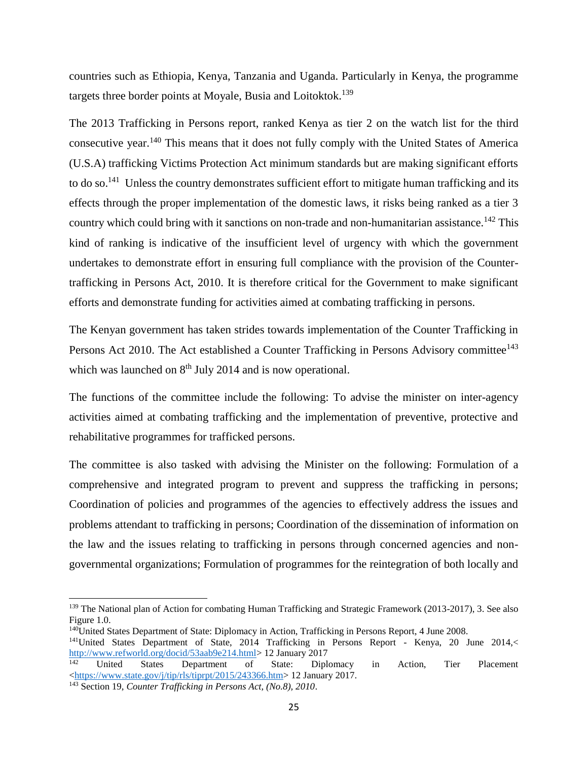countries such as Ethiopia, Kenya, Tanzania and Uganda. Particularly in Kenya, the programme targets three border points at Moyale, Busia and Loitoktok.[139]

The 2013 Trafficking in Persons report, ranked Kenya as tier 2 on the watch list for the third consecutive year.[140] This means that it does not fully comply with the United States of America (U.S.A) trafficking Victims Protection Act minimum standards but are making significant efforts to do so.[141] Unless the country demonstrates sufficient effort to mitigate human trafficking and its effects through the proper implementation of the domestic laws, it risks being ranked as a tier 3 country which could bring with it sanctions on non-trade and non-humanitarian assistance.[142] This kind of ranking is indicative of the insufficient level of urgency with which the government undertakes to demonstrate effort in ensuring full compliance with the provision of the Counter-trafficking in Persons Act, 2010. It is therefore critical for the Government to make significant efforts and demonstrate funding for activities aimed at combating trafficking in persons.

The Kenyan government has taken strides towards implementation of the Counter Trafficking in Persons Act 2010. The Act established a Counter Trafficking in Persons Advisory committee[143] which was launched on 8th July 2014 and is now operational.

The functions of the committee include the following: To advise the minister on inter-agency activities aimed at combating trafficking and the implementation of preventive, protective and rehabilitative programmes for trafficked persons.

The committee is also tasked with advising the Minister on the following: Formulation of a comprehensive and integrated program to prevent and suppress the trafficking in persons; Coordination of policies and programmes of the agencies to effectively address the issues and problems attendant to trafficking in persons; Coordination of the dissemination of information on the law and the issues relating to trafficking in persons through concerned agencies and non-governmental organizations; Formulation of programmes for the reintegration of both locally and

---

[139] The National plan of Action for combating Human Trafficking and Strategic Framework (2013-2017), 3. See also Figure 1.0.

[140] United States Department of State: Diplomacy in Action, Trafficking in Persons Report, 4 June 2008.

[141] United States Department of State, 2014 Trafficking in Persons Report - Kenya, 20 June 2014,< http://www.refworld.org/docid/53aab9e214.html> 12 January 2017

[142] United States Department of State: Diplomacy in Action, Tier Placement <https://www.state.gov/j/tip/rls/tiprpt/2015/243366.htm> 12 January 2017.

[143] Section 19, *Counter Trafficking in Persons Act, (No.8), 2010*.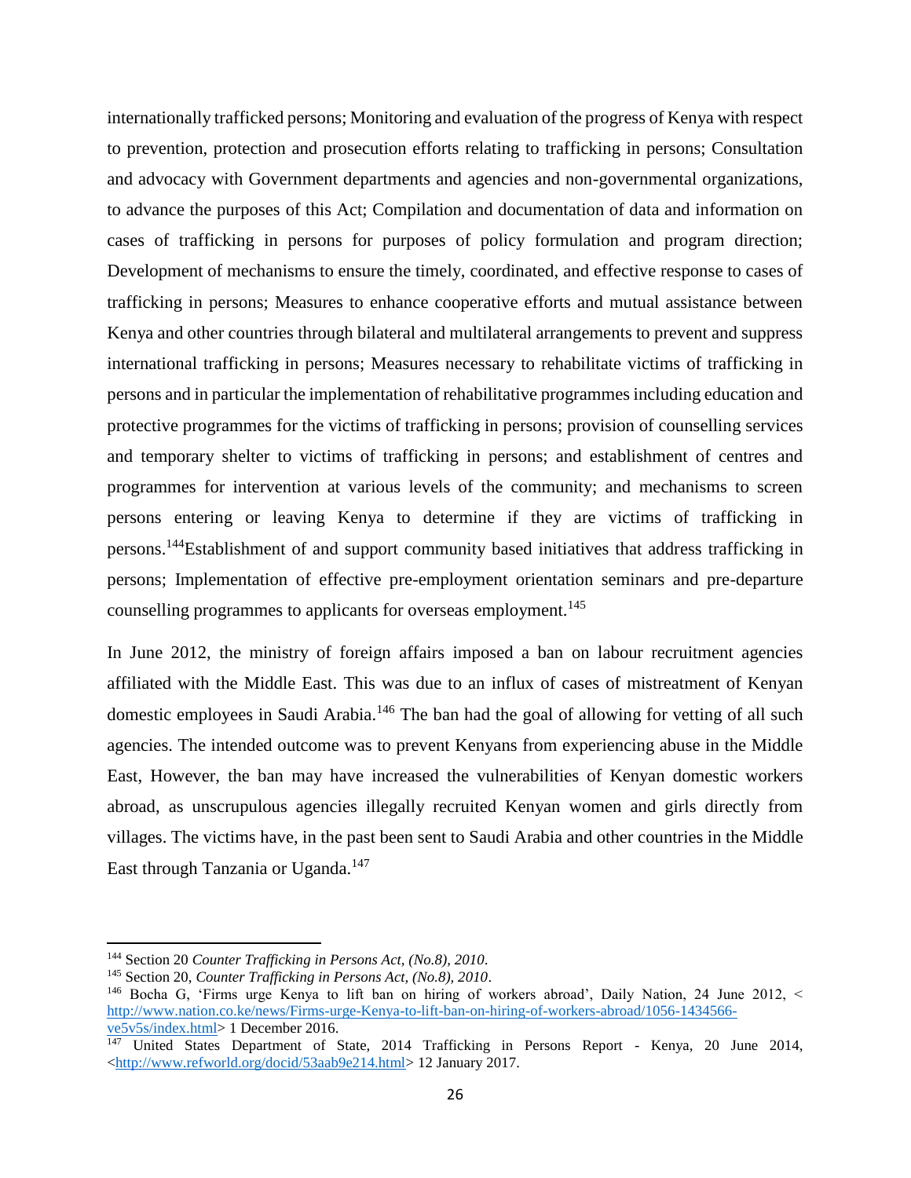internationally trafficked persons; Monitoring and evaluation of the progress of Kenya with respect to prevention, protection and prosecution efforts relating to trafficking in persons; Consultation and advocacy with Government departments and agencies and non-governmental organizations, to advance the purposes of this Act; Compilation and documentation of data and information on cases of trafficking in persons for purposes of policy formulation and program direction; Development of mechanisms to ensure the timely, coordinated, and effective response to cases of trafficking in persons; Measures to enhance cooperative efforts and mutual assistance between Kenya and other countries through bilateral and multilateral arrangements to prevent and suppress international trafficking in persons; Measures necessary to rehabilitate victims of trafficking in persons and in particular the implementation of rehabilitative programmes including education and protective programmes for the victims of trafficking in persons; provision of counselling services and temporary shelter to victims of trafficking in persons; and establishment of centres and programmes for intervention at various levels of the community; and mechanisms to screen persons entering or leaving Kenya to determine if they are victims of trafficking in persons.[144]Establishment of and support community based initiatives that address trafficking in persons; Implementation of effective pre-employment orientation seminars and pre-departure counselling programmes to applicants for overseas employment.[145]

In June 2012, the ministry of foreign affairs imposed a ban on labour recruitment agencies affiliated with the Middle East. This was due to an influx of cases of mistreatment of Kenyan domestic employees in Saudi Arabia.[146] The ban had the goal of allowing for vetting of all such agencies. The intended outcome was to prevent Kenyans from experiencing abuse in the Middle East, However, the ban may have increased the vulnerabilities of Kenyan domestic workers abroad, as unscrupulous agencies illegally recruited Kenyan women and girls directly from villages. The victims have, in the past been sent to Saudi Arabia and other countries in the Middle East through Tanzania or Uganda.[147]

---

[144] Section 20 *Counter Trafficking in Persons Act, (No.8), 2010*.

[145] Section 20, *Counter Trafficking in Persons Act, (No.8), 2010*.

[146] Bocha G, 'Firms urge Kenya to lift ban on hiring of workers abroad', Daily Nation, 24 June 2012, <http://www.nation.co.ke/news/Firms-urge-Kenya-to-lift-ban-on-hiring-of-workers-abroad/1056-1434566-ve5v5s/index.html> 1 December 2016.

[147] United States Department of State, 2014 Trafficking in Persons Report - Kenya, 20 June 2014, <http://www.refworld.org/docid/53aab9e214.html> 12 January 2017.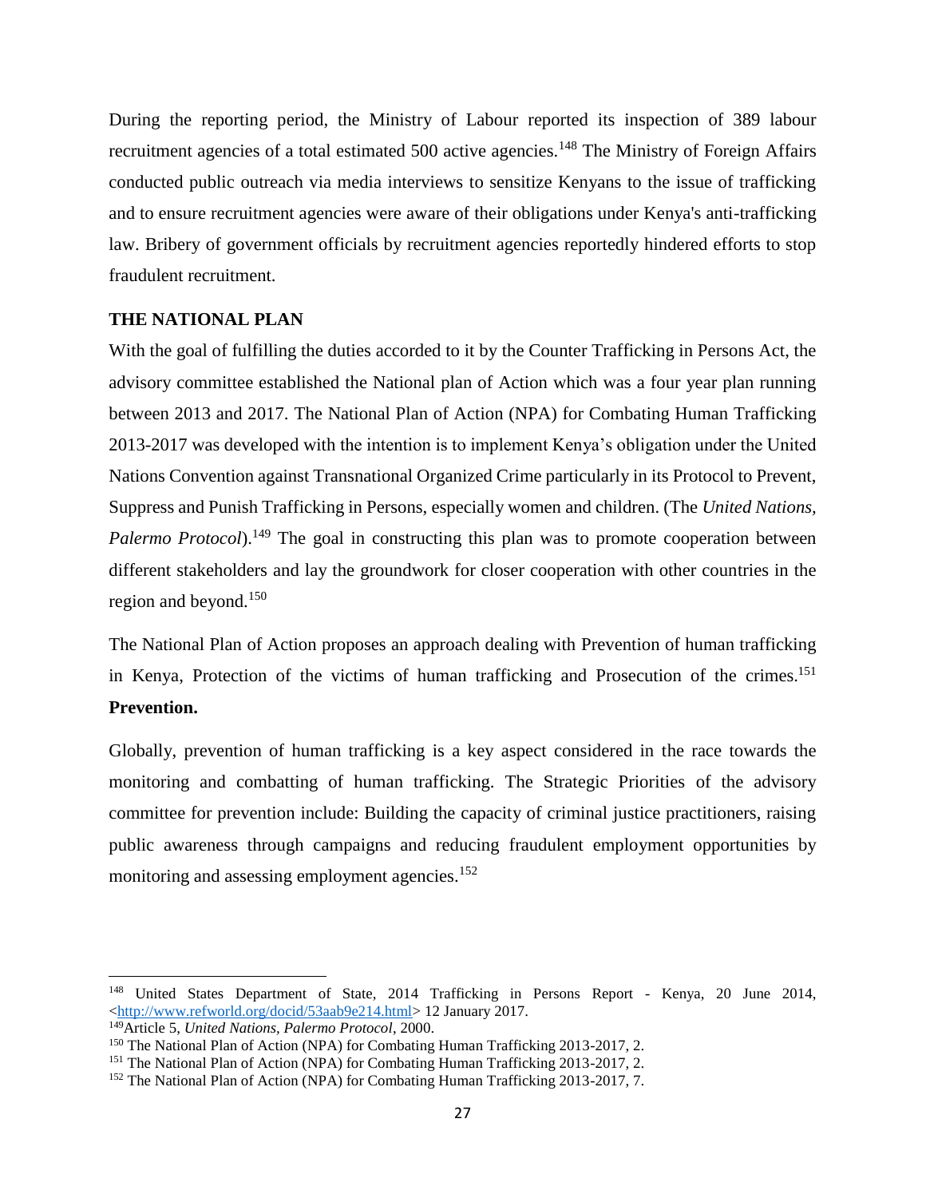During the reporting period, the Ministry of Labour reported its inspection of 389 labour recruitment agencies of a total estimated 500 active agencies.[148] The Ministry of Foreign Affairs conducted public outreach via media interviews to sensitize Kenyans to the issue of trafficking and to ensure recruitment agencies were aware of their obligations under Kenya's anti-trafficking law. Bribery of government officials by recruitment agencies reportedly hindered efforts to stop fraudulent recruitment.

## THE NATIONAL PLAN

With the goal of fulfilling the duties accorded to it by the Counter Trafficking in Persons Act, the advisory committee established the National plan of Action which was a four year plan running between 2013 and 2017. The National Plan of Action (NPA) for Combating Human Trafficking 2013-2017 was developed with the intention is to implement Kenya's obligation under the United Nations Convention against Transnational Organized Crime particularly in its Protocol to Prevent, Suppress and Punish Trafficking in Persons, especially women and children. (The *United Nations, Palermo Protocol*).[149] The goal in constructing this plan was to promote cooperation between different stakeholders and lay the groundwork for closer cooperation with other countries in the region and beyond.[150]

The National Plan of Action proposes an approach dealing with Prevention of human trafficking in Kenya, Protection of the victims of human trafficking and Prosecution of the crimes.[151]

### Prevention.

Globally, prevention of human trafficking is a key aspect considered in the race towards the monitoring and combatting of human trafficking. The Strategic Priorities of the advisory committee for prevention include: Building the capacity of criminal justice practitioners, raising public awareness through campaigns and reducing fraudulent employment opportunities by monitoring and assessing employment agencies.[152]

---

[148] United States Department of State, 2014 Trafficking in Persons Report - Kenya, 20 June 2014, <http://www.refworld.org/docid/53aab9e214.html> 12 January 2017.

[149] Article 5, *United Nations, Palermo Protocol*, 2000.

[150] The National Plan of Action (NPA) for Combating Human Trafficking 2013-2017, 2.

[151] The National Plan of Action (NPA) for Combating Human Trafficking 2013-2017, 2.

[152] The National Plan of Action (NPA) for Combating Human Trafficking 2013-2017, 7.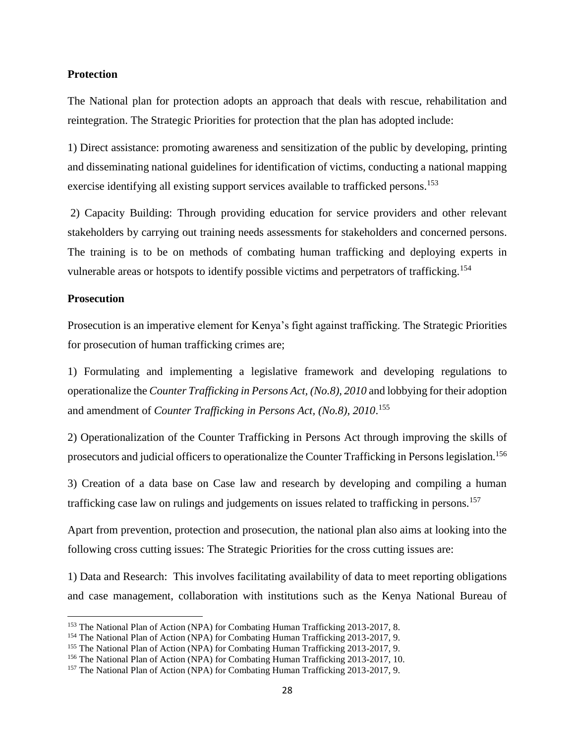**Protection**

The National plan for protection adopts an approach that deals with rescue, rehabilitation and reintegration. The Strategic Priorities for protection that the plan has adopted include:

1) Direct assistance: promoting awareness and sensitization of the public by developing, printing and disseminating national guidelines for identification of victims, conducting a national mapping exercise identifying all existing support services available to trafficked persons.[153]

2) Capacity Building: Through providing education for service providers and other relevant stakeholders by carrying out training needs assessments for stakeholders and concerned persons. The training is to be on methods of combating human trafficking and deploying experts in vulnerable areas or hotspots to identify possible victims and perpetrators of trafficking.[154]

**Prosecution**

Prosecution is an imperative element for Kenya's fight against trafficking. The Strategic Priorities for prosecution of human trafficking crimes are;

1) Formulating and implementing a legislative framework and developing regulations to operationalize the *Counter Trafficking in Persons Act, (No.8), 2010* and lobbying for their adoption and amendment of *Counter Trafficking in Persons Act, (No.8), 2010*.[155]

2) Operationalization of the Counter Trafficking in Persons Act through improving the skills of prosecutors and judicial officers to operationalize the Counter Trafficking in Persons legislation.[156]

3) Creation of a data base on Case law and research by developing and compiling a human trafficking case law on rulings and judgements on issues related to trafficking in persons.[157]

Apart from prevention, protection and prosecution, the national plan also aims at looking into the following cross cutting issues: The Strategic Priorities for the cross cutting issues are:

1) Data and Research: This involves facilitating availability of data to meet reporting obligations and case management, collaboration with institutions such as the Kenya National Bureau of

---

[153] The National Plan of Action (NPA) for Combating Human Trafficking 2013-2017, 8.

[154] The National Plan of Action (NPA) for Combating Human Trafficking 2013-2017, 9.

[155] The National Plan of Action (NPA) for Combating Human Trafficking 2013-2017, 9.

[156] The National Plan of Action (NPA) for Combating Human Trafficking 2013-2017, 10.

[157] The National Plan of Action (NPA) for Combating Human Trafficking 2013-2017, 9.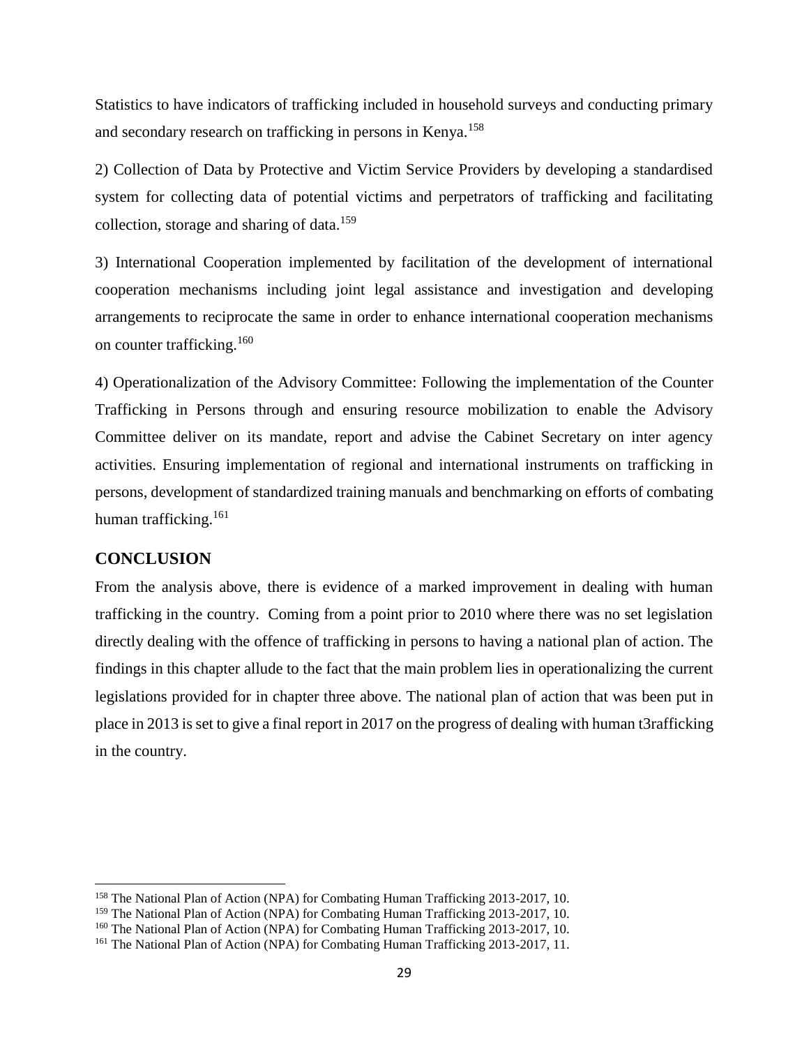Statistics to have indicators of trafficking included in household surveys and conducting primary and secondary research on trafficking in persons in Kenya.[158]

2) Collection of Data by Protective and Victim Service Providers by developing a standardised system for collecting data of potential victims and perpetrators of trafficking and facilitating collection, storage and sharing of data.[159]

3) International Cooperation implemented by facilitation of the development of international cooperation mechanisms including joint legal assistance and investigation and developing arrangements to reciprocate the same in order to enhance international cooperation mechanisms on counter trafficking.[160]

4) Operationalization of the Advisory Committee: Following the implementation of the Counter Trafficking in Persons through and ensuring resource mobilization to enable the Advisory Committee deliver on its mandate, report and advise the Cabinet Secretary on inter agency activities. Ensuring implementation of regional and international instruments on trafficking in persons, development of standardized training manuals and benchmarking on efforts of combating human trafficking.[161]

## CONCLUSION

From the analysis above, there is evidence of a marked improvement in dealing with human trafficking in the country. Coming from a point prior to 2010 where there was no set legislation directly dealing with the offence of trafficking in persons to having a national plan of action. The findings in this chapter allude to the fact that the main problem lies in operationalizing the current legislations provided for in chapter three above. The national plan of action that was been put in place in 2013 is set to give a final report in 2017 on the progress of dealing with human t3rafficking in the country.

---

[158] The National Plan of Action (NPA) for Combating Human Trafficking 2013-2017, 10.

[159] The National Plan of Action (NPA) for Combating Human Trafficking 2013-2017, 10.

[160] The National Plan of Action (NPA) for Combating Human Trafficking 2013-2017, 10.

[161] The National Plan of Action (NPA) for Combating Human Trafficking 2013-2017, 11.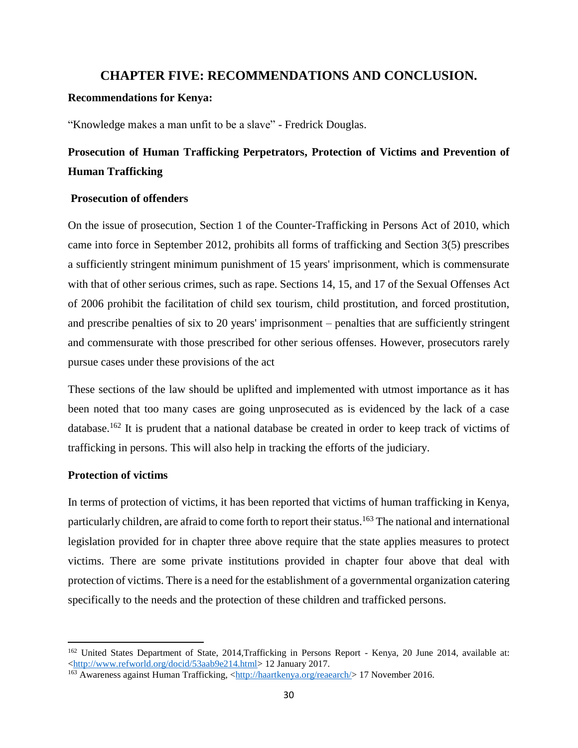# CHAPTER FIVE: RECOMMENDATIONS AND CONCLUSION.

**Recommendations for Kenya:**

"Knowledge makes a man unfit to be a slave" - Fredrick Douglas.

## Prosecution of Human Trafficking Perpetrators, Protection of Victims and Prevention of Human Trafficking

### Prosecution of offenders

On the issue of prosecution, Section 1 of the Counter-Trafficking in Persons Act of 2010, which came into force in September 2012, prohibits all forms of trafficking and Section 3(5) prescribes a sufficiently stringent minimum punishment of 15 years' imprisonment, which is commensurate with that of other serious crimes, such as rape. Sections 14, 15, and 17 of the Sexual Offenses Act of 2006 prohibit the facilitation of child sex tourism, child prostitution, and forced prostitution, and prescribe penalties of six to 20 years' imprisonment – penalties that are sufficiently stringent and commensurate with those prescribed for other serious offenses. However, prosecutors rarely pursue cases under these provisions of the act

These sections of the law should be uplifted and implemented with utmost importance as it has been noted that too many cases are going unprosecuted as is evidenced by the lack of a case database.[162] It is prudent that a national database be created in order to keep track of victims of trafficking in persons. This will also help in tracking the efforts of the judiciary.

### Protection of victims

In terms of protection of victims, it has been reported that victims of human trafficking in Kenya, particularly children, are afraid to come forth to report their status.[163] The national and international legislation provided for in chapter three above require that the state applies measures to protect victims. There are some private institutions provided in chapter four above that deal with protection of victims. There is a need for the establishment of a governmental organization catering specifically to the needs and the protection of these children and trafficked persons.

---

[162] United States Department of State, 2014,Trafficking in Persons Report - Kenya, 20 June 2014, available at: <http://www.refworld.org/docid/53aab9e214.html> 12 January 2017.

[163] Awareness against Human Trafficking, <http://haartkenya.org/reaearch/> 17 November 2016.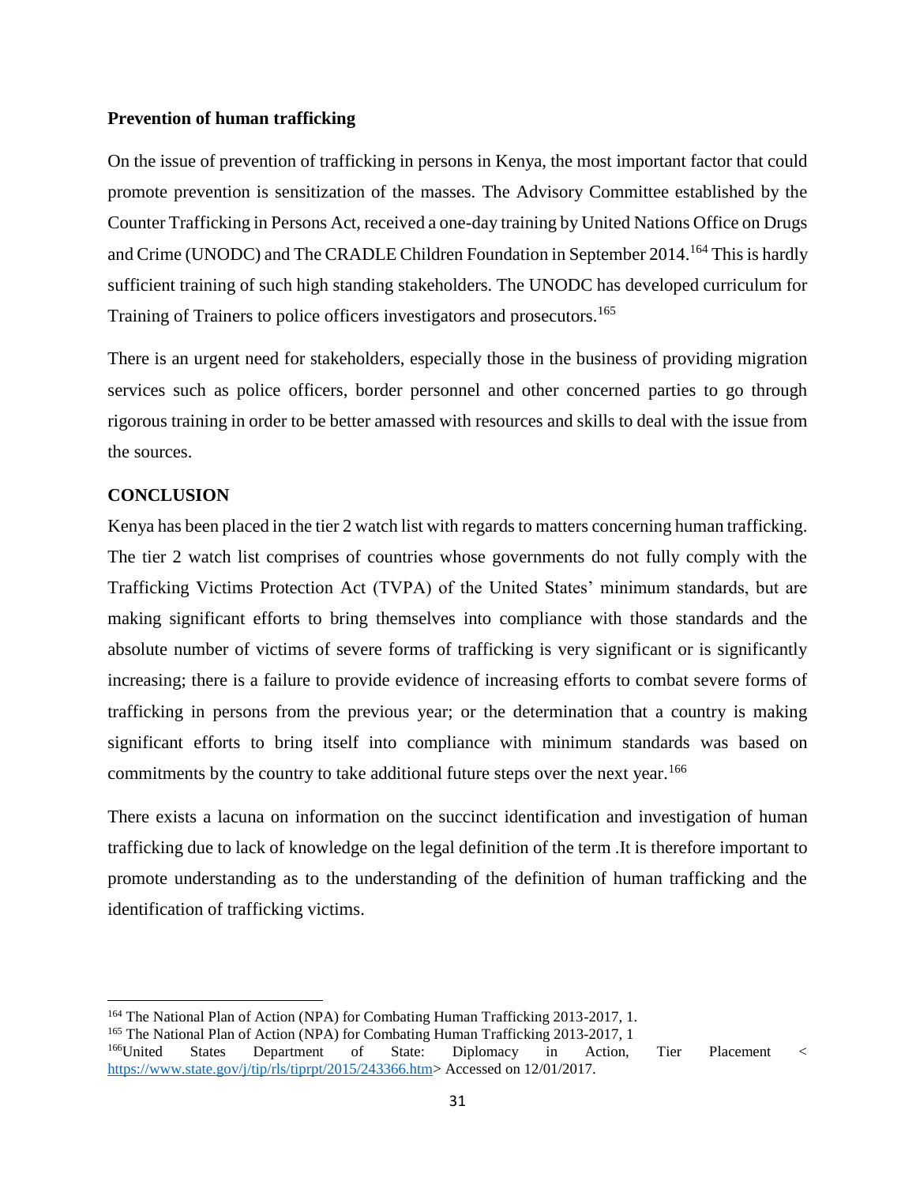**Prevention of human trafficking**

On the issue of prevention of trafficking in persons in Kenya, the most important factor that could promote prevention is sensitization of the masses. The Advisory Committee established by the Counter Trafficking in Persons Act, received a one-day training by United Nations Office on Drugs and Crime (UNODC) and The CRADLE Children Foundation in September 2014.[164] This is hardly sufficient training of such high standing stakeholders. The UNODC has developed curriculum for Training of Trainers to police officers investigators and prosecutors.[165]

There is an urgent need for stakeholders, especially those in the business of providing migration services such as police officers, border personnel and other concerned parties to go through rigorous training in order to be better amassed with resources and skills to deal with the issue from the sources.

**CONCLUSION**

Kenya has been placed in the tier 2 watch list with regards to matters concerning human trafficking. The tier 2 watch list comprises of countries whose governments do not fully comply with the Trafficking Victims Protection Act (TVPA) of the United States' minimum standards, but are making significant efforts to bring themselves into compliance with those standards and the absolute number of victims of severe forms of trafficking is very significant or is significantly increasing; there is a failure to provide evidence of increasing efforts to combat severe forms of trafficking in persons from the previous year; or the determination that a country is making significant efforts to bring itself into compliance with minimum standards was based on commitments by the country to take additional future steps over the next year.[166]

There exists a lacuna on information on the succinct identification and investigation of human trafficking due to lack of knowledge on the legal definition of the term .It is therefore important to promote understanding as to the understanding of the definition of human trafficking and the identification of trafficking victims.

---

[164] The National Plan of Action (NPA) for Combating Human Trafficking 2013-2017, 1.

[165] The National Plan of Action (NPA) for Combating Human Trafficking 2013-2017, 1

[166] United States Department of State: Diplomacy in Action, Tier Placement < https://www.state.gov/j/tip/rls/tiprpt/2015/243366.htm> Accessed on 12/01/2017.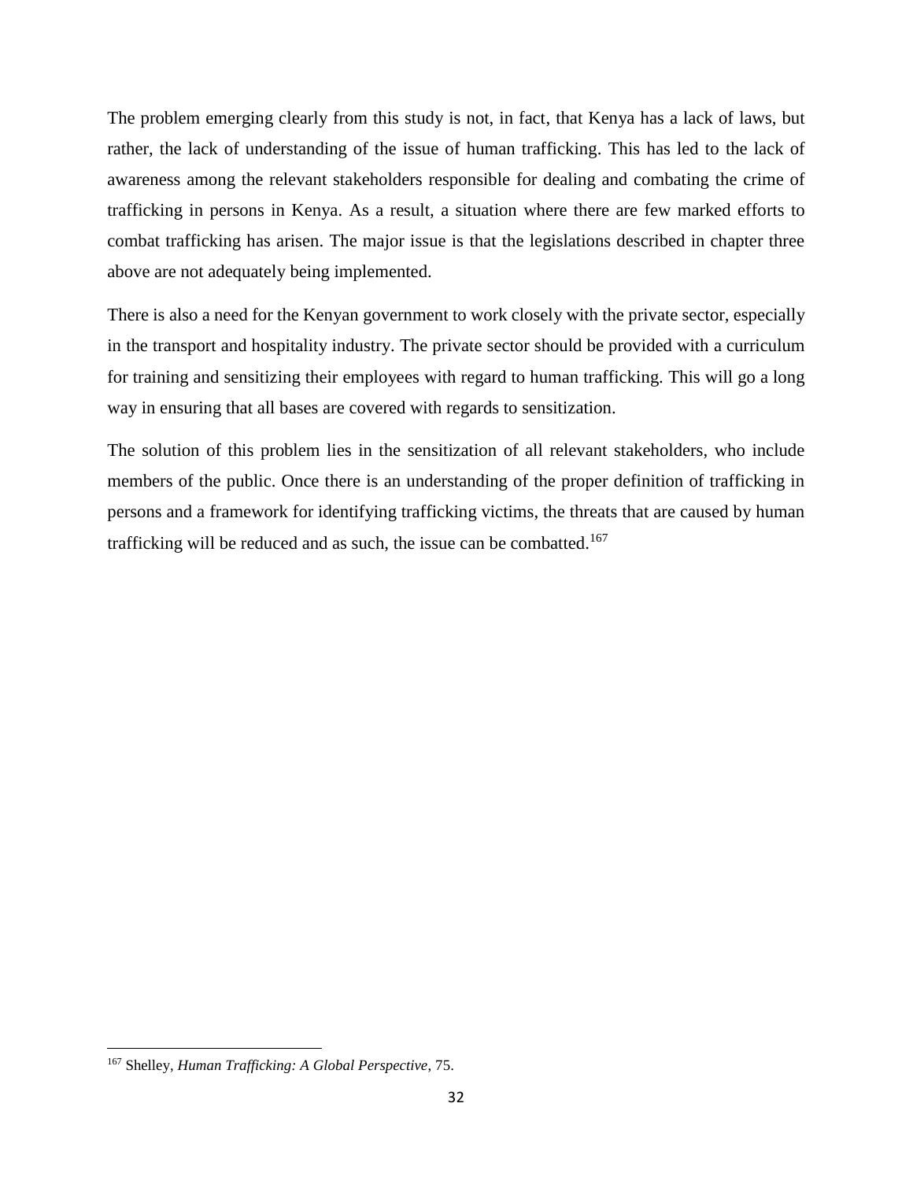The problem emerging clearly from this study is not, in fact, that Kenya has a lack of laws, but rather, the lack of understanding of the issue of human trafficking. This has led to the lack of awareness among the relevant stakeholders responsible for dealing and combating the crime of trafficking in persons in Kenya. As a result, a situation where there are few marked efforts to combat trafficking has arisen. The major issue is that the legislations described in chapter three above are not adequately being implemented.

There is also a need for the Kenyan government to work closely with the private sector, especially in the transport and hospitality industry. The private sector should be provided with a curriculum for training and sensitizing their employees with regard to human trafficking. This will go a long way in ensuring that all bases are covered with regards to sensitization.

The solution of this problem lies in the sensitization of all relevant stakeholders, who include members of the public. Once there is an understanding of the proper definition of trafficking in persons and a framework for identifying trafficking victims, the threats that are caused by human trafficking will be reduced and as such, the issue can be combatted.[167]

---

[167] Shelley, *Human Trafficking: A Global Perspective*, 75.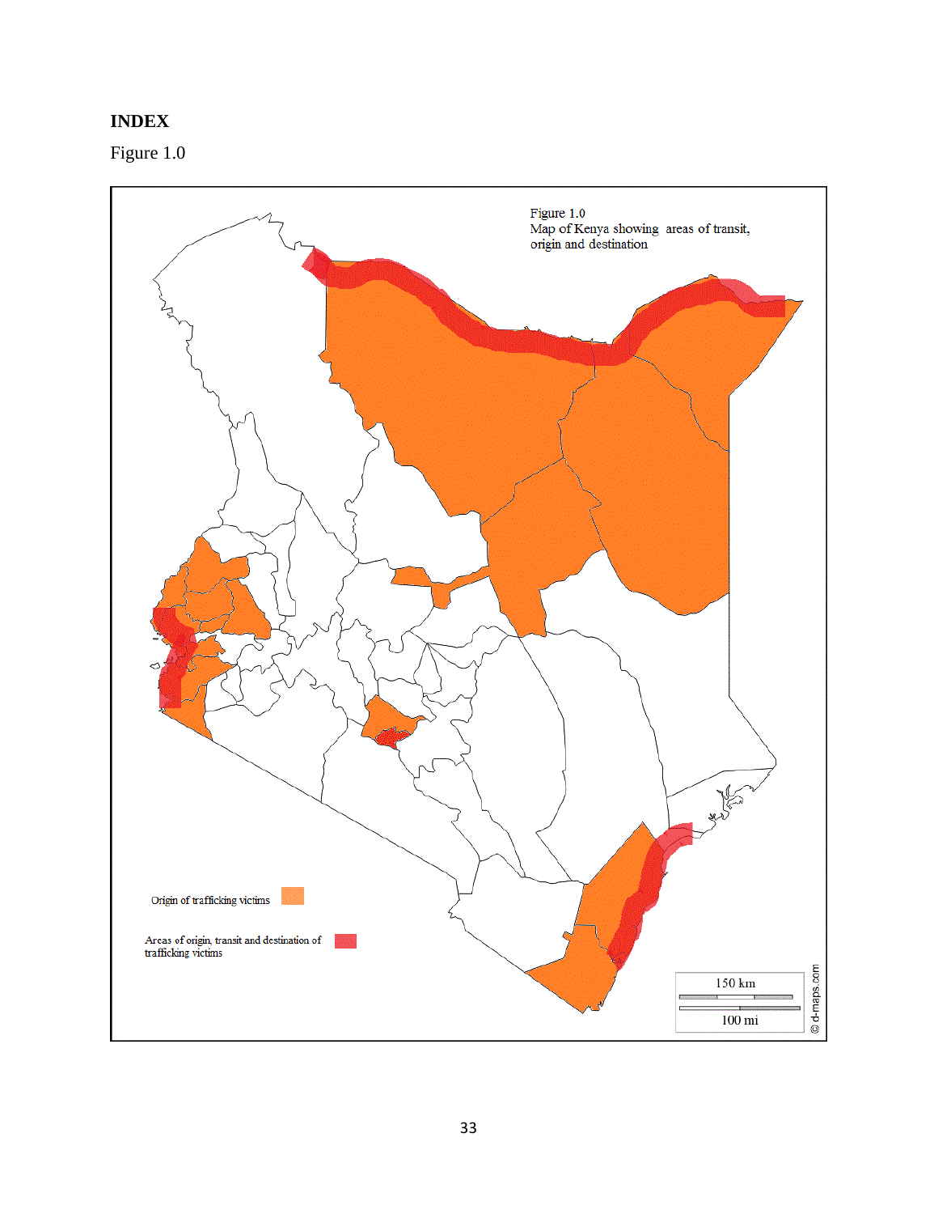**INDEX**

Figure 1.0

Figure 1.0
Map of Kenya showing areas of transit, origin and destination

Origin of trafficking victims

Areas of origin, transit and destination of trafficking victims

150 km

100 mi

© d-maps.com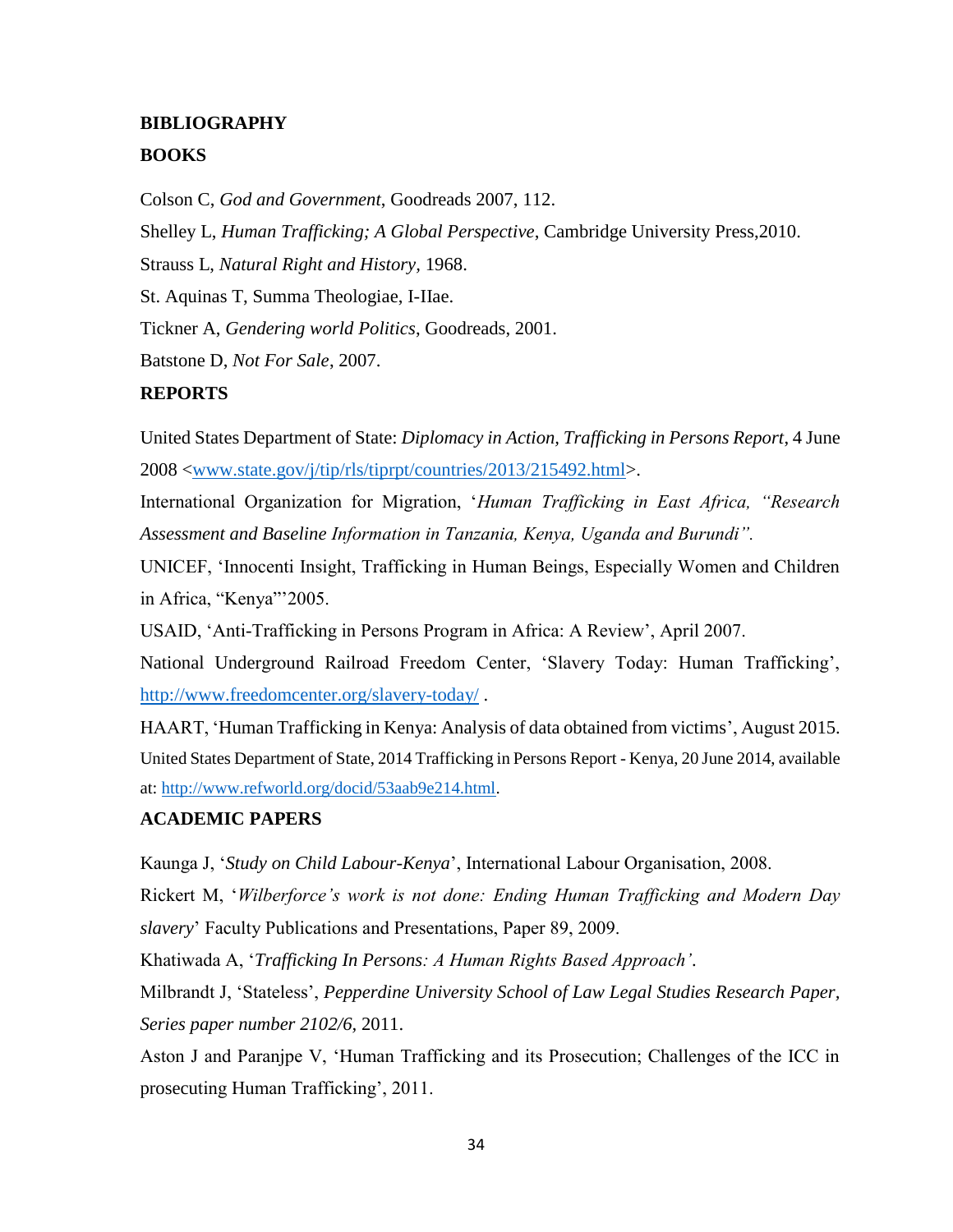## BIBLIOGRAPHY

### BOOKS

Colson C, *God and Government*, Goodreads 2007, 112.

Shelley L, *Human Trafficking; A Global Perspective*, Cambridge University Press,2010.

Strauss L, *Natural Right and History,* 1968.

St. Aquinas T, Summa Theologiae, I-IIae.

Tickner A, *Gendering world Politics*, Goodreads, 2001.

Batstone D, *Not For Sale*, 2007.

### REPORTS

United States Department of State: *Diplomacy in Action, Trafficking in Persons Report*, 4 June 2008 <www.state.gov/j/tip/rls/tiprpt/countries/2013/215492.html>.

International Organization for Migration, '*Human Trafficking in East Africa, "Research Assessment and Baseline Information in Tanzania, Kenya, Uganda and Burundi".*

UNICEF, 'Innocenti Insight, Trafficking in Human Beings, Especially Women and Children in Africa, "Kenya"'2005.

USAID, 'Anti-Trafficking in Persons Program in Africa: A Review', April 2007.

National Underground Railroad Freedom Center, 'Slavery Today: Human Trafficking', http://www.freedomcenter.org/slavery-today/ .

HAART, 'Human Trafficking in Kenya: Analysis of data obtained from victims', August 2015.

United States Department of State, 2014 Trafficking in Persons Report - Kenya, 20 June 2014, available at: http://www.refworld.org/docid/53aab9e214.html.

### ACADEMIC PAPERS

Kaunga J, '*Study on Child Labour-Kenya*', International Labour Organisation, 2008.

Rickert M, '*Wilberforce's work is not done: Ending Human Trafficking and Modern Day slavery*' Faculty Publications and Presentations, Paper 89, 2009.

Khatiwada A, '*Trafficking In Persons: A Human Rights Based Approach'*.

Milbrandt J, 'Stateless', *Pepperdine University School of Law Legal Studies Research Paper, Series paper number 2102/6,* 2011.

Aston J and Paranjpe V, 'Human Trafficking and its Prosecution; Challenges of the ICC in prosecuting Human Trafficking', 2011.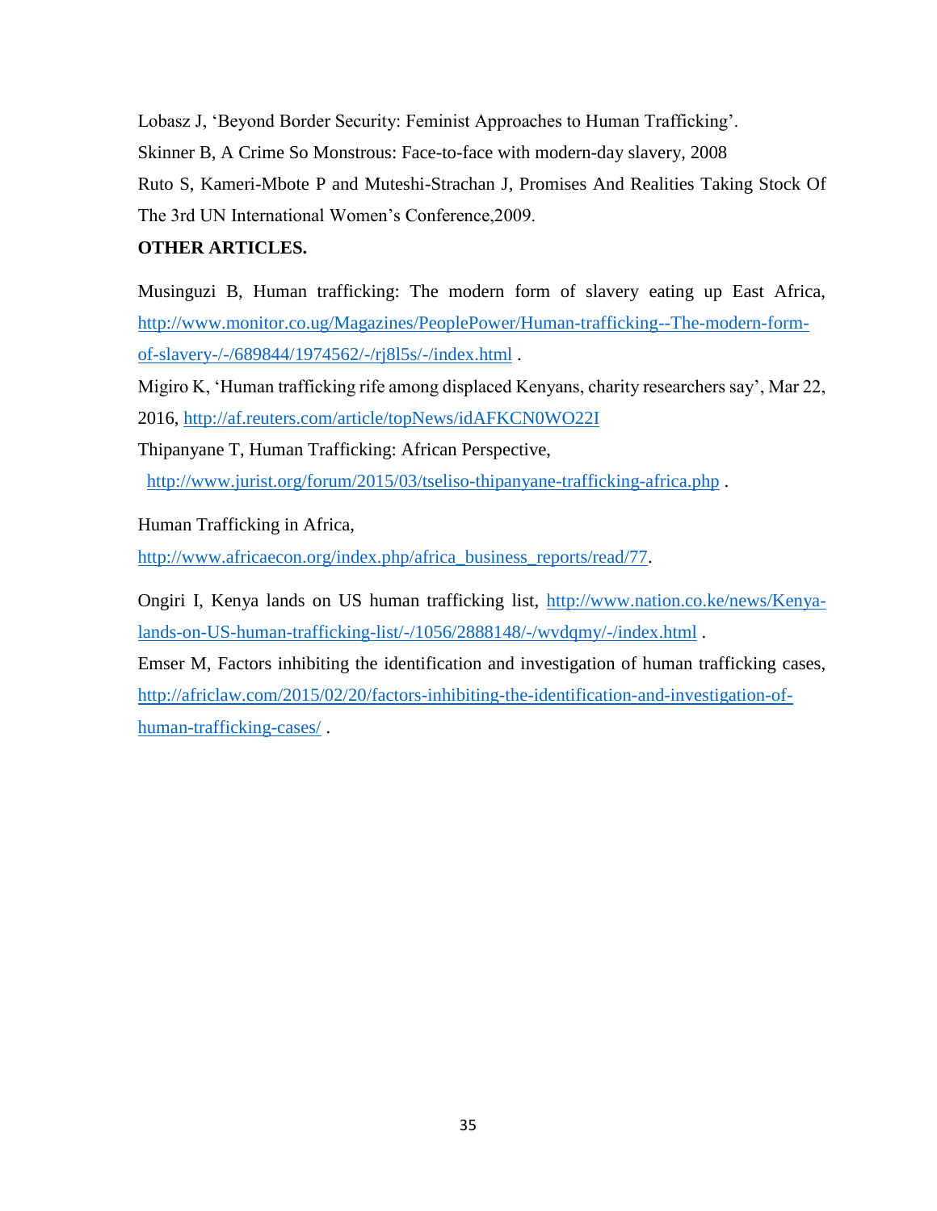Lobasz J, 'Beyond Border Security: Feminist Approaches to Human Trafficking'.

Skinner B, A Crime So Monstrous: Face-to-face with modern-day slavery, 2008

Ruto S, Kameri-Mbote P and Muteshi-Strachan J, Promises And Realities Taking Stock Of The 3rd UN International Women's Conference,2009.

**OTHER ARTICLES.**

Musinguzi B, Human trafficking: The modern form of slavery eating up East Africa, http://www.monitor.co.ug/Magazines/PeoplePower/Human-trafficking--The-modern-form-of-slavery-/-/689844/1974562/-/rj8l5s/-/index.html .

Migiro K, 'Human trafficking rife among displaced Kenyans, charity researchers say', Mar 22, 2016, http://af.reuters.com/article/topNews/idAFKCN0WO22I

Thipanyane T, Human Trafficking: African Perspective,
http://www.jurist.org/forum/2015/03/tseliso-thipanyane-trafficking-africa.php .

Human Trafficking in Africa,
http://www.africaecon.org/index.php/africa_business_reports/read/77.

Ongiri I, Kenya lands on US human trafficking list, http://www.nation.co.ke/news/Kenya-lands-on-US-human-trafficking-list/-/1056/2888148/-/wvdqmy/-/index.html .

Emser M, Factors inhibiting the identification and investigation of human trafficking cases, http://africlaw.com/2015/02/20/factors-inhibiting-the-identification-and-investigation-of-human-trafficking-cases/ .